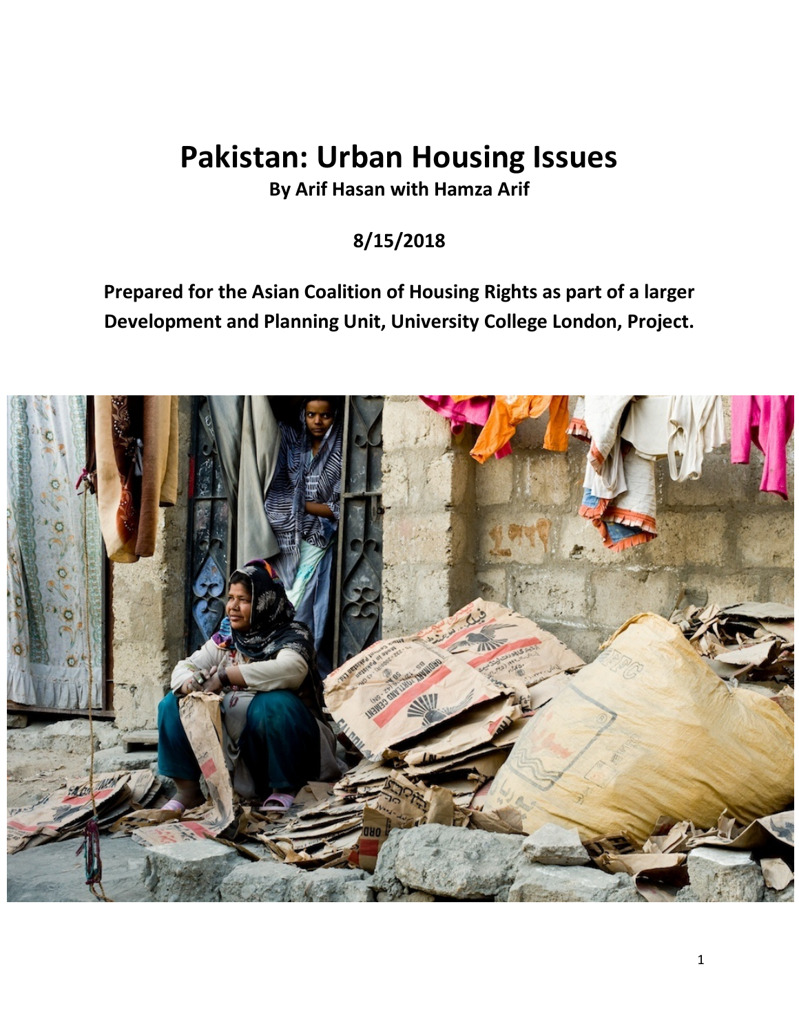# Pakistan: Urban Housing Issues

**By Arif Hasan with Hamza Arif**

**8/15/2018**

**Prepared for the Asian Coalition of Housing Rights as part of a larger Development and Planning Unit, University College London, Project.**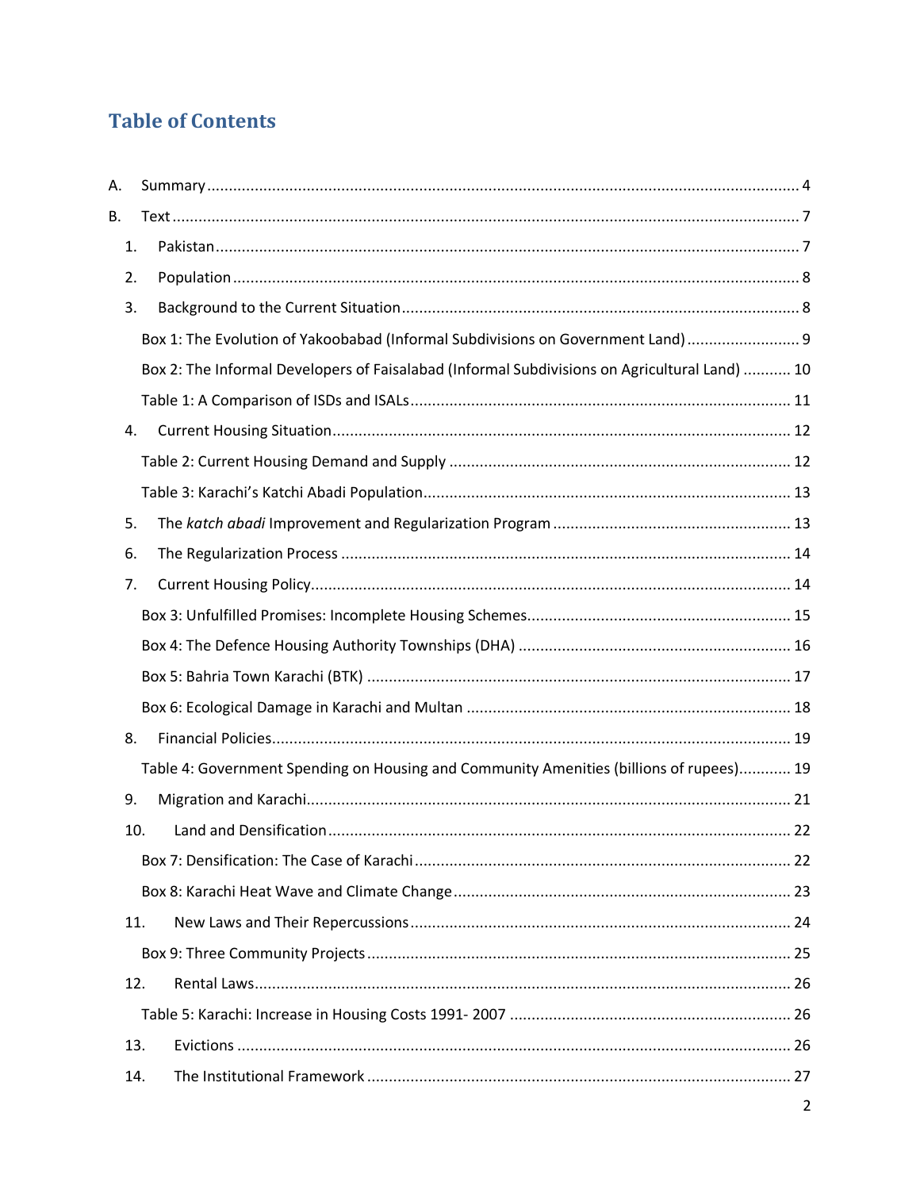# Table of Contents

A. Summary .......... 4

B. Text .......... 7

1. Pakistan .......... 7
2. Population .......... 8
3. Background to the Current Situation .......... 8
   - Box 1: The Evolution of Yakoobabad (Informal Subdivisions on Government Land) .......... 9
   - Box 2: The Informal Developers of Faisalabad (Informal Subdivisions on Agricultural Land) .......... 10
   - Table 1: A Comparison of ISDs and ISALs .......... 11
4. Current Housing Situation .......... 12
   - Table 2: Current Housing Demand and Supply .......... 12
   - Table 3: Karachi's Katchi Abadi Population .......... 13
5. The *katch abadi* Improvement and Regularization Program .......... 13
6. The Regularization Process .......... 14
7. Current Housing Policy .......... 14
   - Box 3: Unfulfilled Promises: Incomplete Housing Schemes .......... 15
   - Box 4: The Defence Housing Authority Townships (DHA) .......... 16
   - Box 5: Bahria Town Karachi (BTK) .......... 17
   - Box 6: Ecological Damage in Karachi and Multan .......... 18
8. Financial Policies .......... 19
   - Table 4: Government Spending on Housing and Community Amenities (billions of rupees) .......... 19
9. Migration and Karachi .......... 21
10. Land and Densification .......... 22
    - Box 7: Densification: The Case of Karachi .......... 22
    - Box 8: Karachi Heat Wave and Climate Change .......... 23
11. New Laws and Their Repercussions .......... 24
    - Box 9: Three Community Projects .......... 25
12. Rental Laws .......... 26
    - Table 5: Karachi: Increase in Housing Costs 1991- 2007 .......... 26
13. Evictions .......... 26
14. The Institutional Framework .......... 27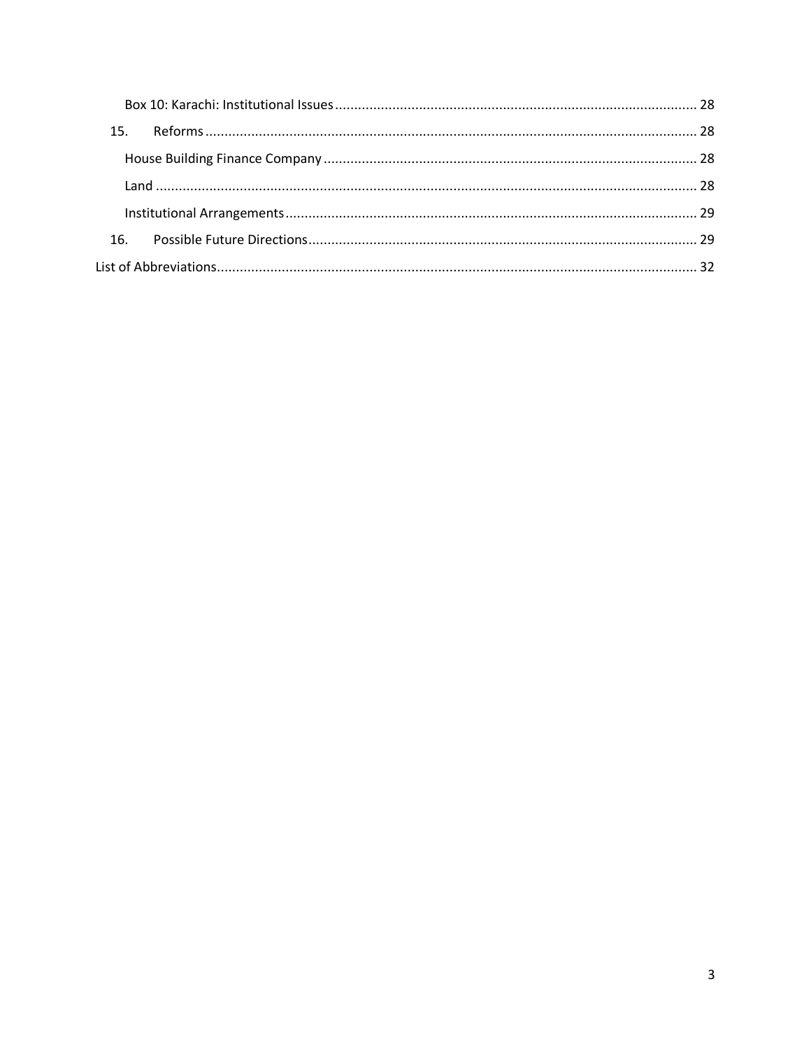Box 10: Karachi: Institutional Issues ..... 28

15. Reforms ..... 28

House Building Finance Company ..... 28

Land ..... 28

Institutional Arrangements ..... 29

16. Possible Future Directions ..... 29

List of Abbreviations ..... 32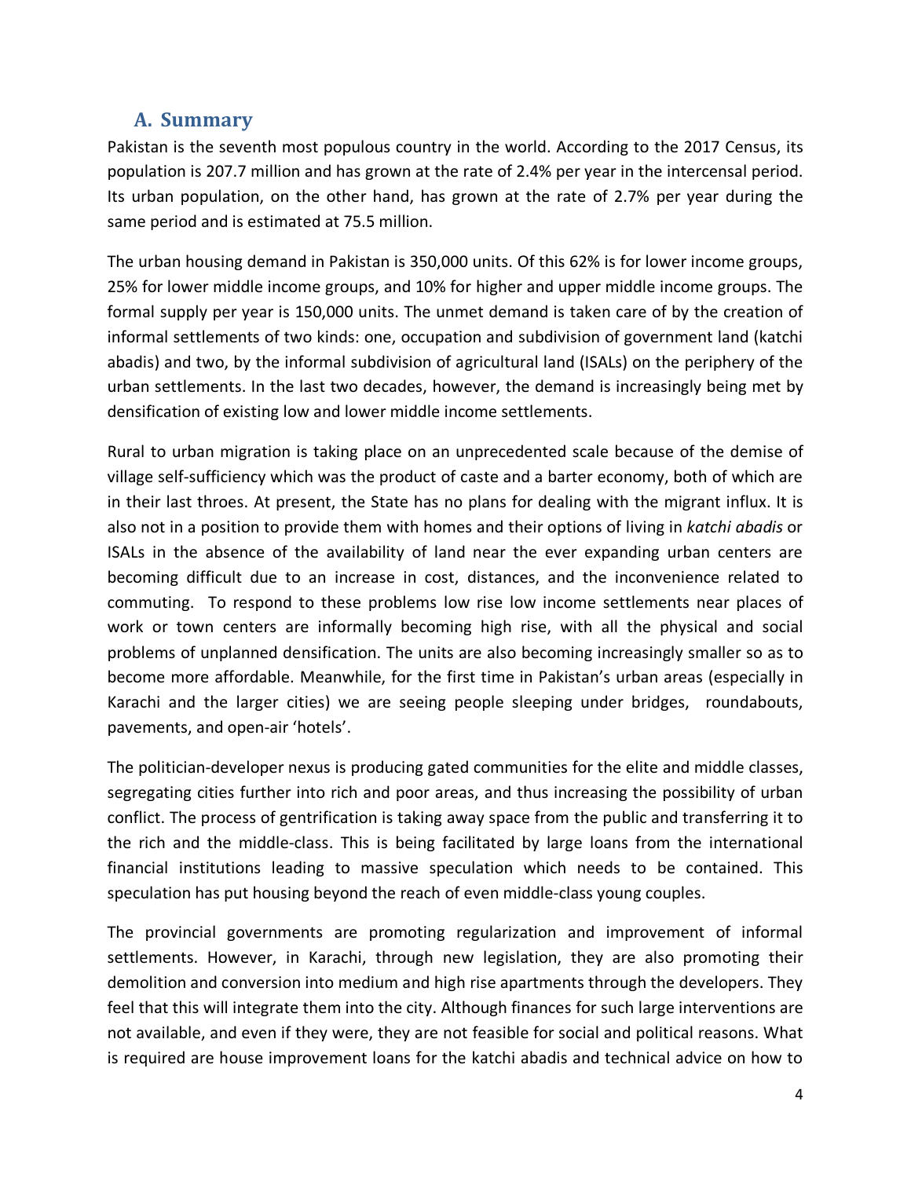## A. Summary

Pakistan is the seventh most populous country in the world. According to the 2017 Census, its population is 207.7 million and has grown at the rate of 2.4% per year in the intercensal period. Its urban population, on the other hand, has grown at the rate of 2.7% per year during the same period and is estimated at 75.5 million.

The urban housing demand in Pakistan is 350,000 units. Of this 62% is for lower income groups, 25% for lower middle income groups, and 10% for higher and upper middle income groups. The formal supply per year is 150,000 units. The unmet demand is taken care of by the creation of informal settlements of two kinds: one, occupation and subdivision of government land (katchi abadis) and two, by the informal subdivision of agricultural land (ISALs) on the periphery of the urban settlements. In the last two decades, however, the demand is increasingly being met by densification of existing low and lower middle income settlements.

Rural to urban migration is taking place on an unprecedented scale because of the demise of village self-sufficiency which was the product of caste and a barter economy, both of which are in their last throes. At present, the State has no plans for dealing with the migrant influx. It is also not in a position to provide them with homes and their options of living in *katchi abadis* or ISALs in the absence of the availability of land near the ever expanding urban centers are becoming difficult due to an increase in cost, distances, and the inconvenience related to commuting. To respond to these problems low rise low income settlements near places of work or town centers are informally becoming high rise, with all the physical and social problems of unplanned densification. The units are also becoming increasingly smaller so as to become more affordable. Meanwhile, for the first time in Pakistan's urban areas (especially in Karachi and the larger cities) we are seeing people sleeping under bridges, roundabouts, pavements, and open-air 'hotels'.

The politician-developer nexus is producing gated communities for the elite and middle classes, segregating cities further into rich and poor areas, and thus increasing the possibility of urban conflict. The process of gentrification is taking away space from the public and transferring it to the rich and the middle-class. This is being facilitated by large loans from the international financial institutions leading to massive speculation which needs to be contained. This speculation has put housing beyond the reach of even middle-class young couples.

The provincial governments are promoting regularization and improvement of informal settlements. However, in Karachi, through new legislation, they are also promoting their demolition and conversion into medium and high rise apartments through the developers. They feel that this will integrate them into the city. Although finances for such large interventions are not available, and even if they were, they are not feasible for social and political reasons. What is required are house improvement loans for the katchi abadis and technical advice on how to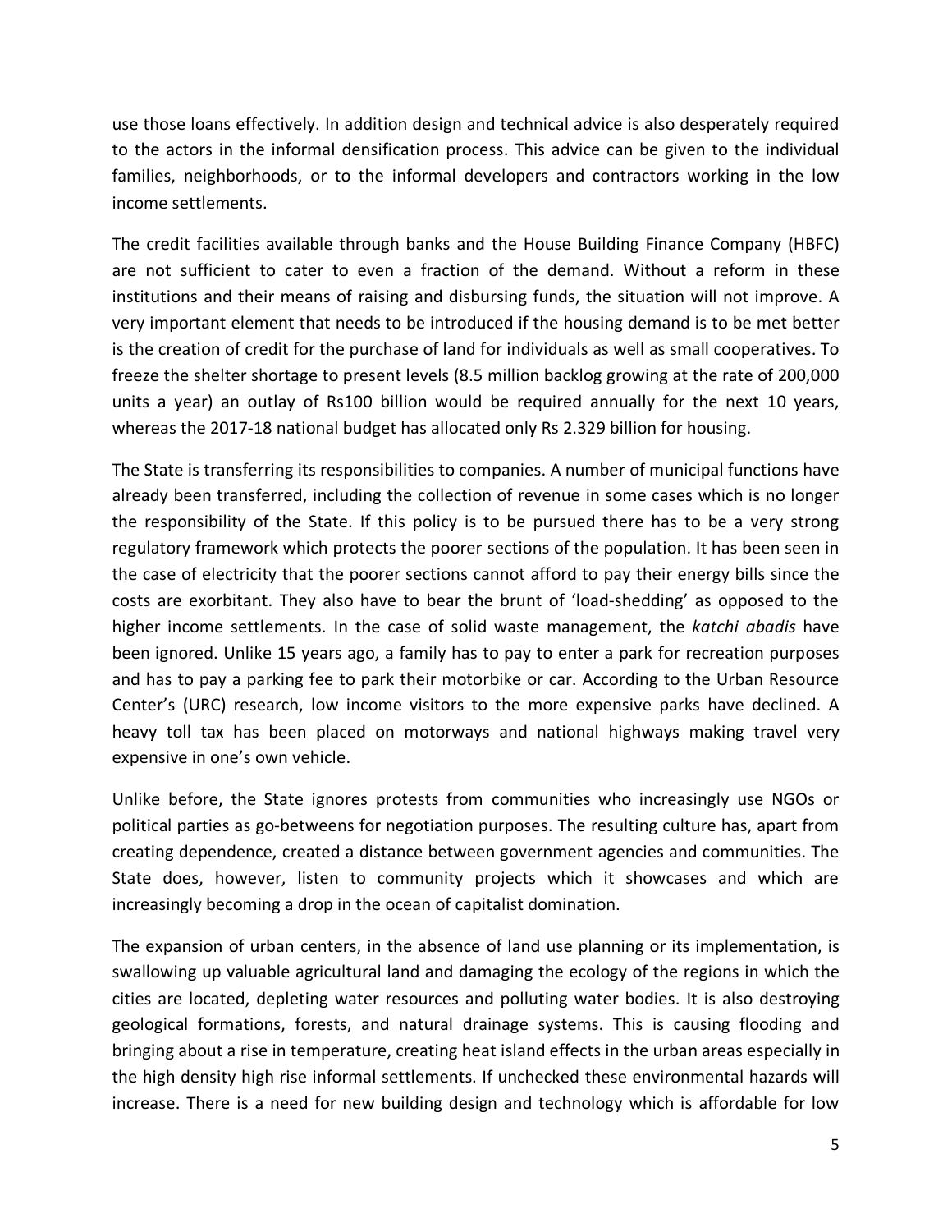use those loans effectively. In addition design and technical advice is also desperately required to the actors in the informal densification process. This advice can be given to the individual families, neighborhoods, or to the informal developers and contractors working in the low income settlements.

The credit facilities available through banks and the House Building Finance Company (HBFC) are not sufficient to cater to even a fraction of the demand. Without a reform in these institutions and their means of raising and disbursing funds, the situation will not improve. A very important element that needs to be introduced if the housing demand is to be met better is the creation of credit for the purchase of land for individuals as well as small cooperatives. To freeze the shelter shortage to present levels (8.5 million backlog growing at the rate of 200,000 units a year) an outlay of Rs100 billion would be required annually for the next 10 years, whereas the 2017-18 national budget has allocated only Rs 2.329 billion for housing.

The State is transferring its responsibilities to companies. A number of municipal functions have already been transferred, including the collection of revenue in some cases which is no longer the responsibility of the State. If this policy is to be pursued there has to be a very strong regulatory framework which protects the poorer sections of the population. It has been seen in the case of electricity that the poorer sections cannot afford to pay their energy bills since the costs are exorbitant. They also have to bear the brunt of 'load-shedding' as opposed to the higher income settlements. In the case of solid waste management, the *katchi abadis* have been ignored. Unlike 15 years ago, a family has to pay to enter a park for recreation purposes and has to pay a parking fee to park their motorbike or car. According to the Urban Resource Center's (URC) research, low income visitors to the more expensive parks have declined. A heavy toll tax has been placed on motorways and national highways making travel very expensive in one's own vehicle.

Unlike before, the State ignores protests from communities who increasingly use NGOs or political parties as go-betweens for negotiation purposes. The resulting culture has, apart from creating dependence, created a distance between government agencies and communities. The State does, however, listen to community projects which it showcases and which are increasingly becoming a drop in the ocean of capitalist domination.

The expansion of urban centers, in the absence of land use planning or its implementation, is swallowing up valuable agricultural land and damaging the ecology of the regions in which the cities are located, depleting water resources and polluting water bodies. It is also destroying geological formations, forests, and natural drainage systems. This is causing flooding and bringing about a rise in temperature, creating heat island effects in the urban areas especially in the high density high rise informal settlements. If unchecked these environmental hazards will increase. There is a need for new building design and technology which is affordable for low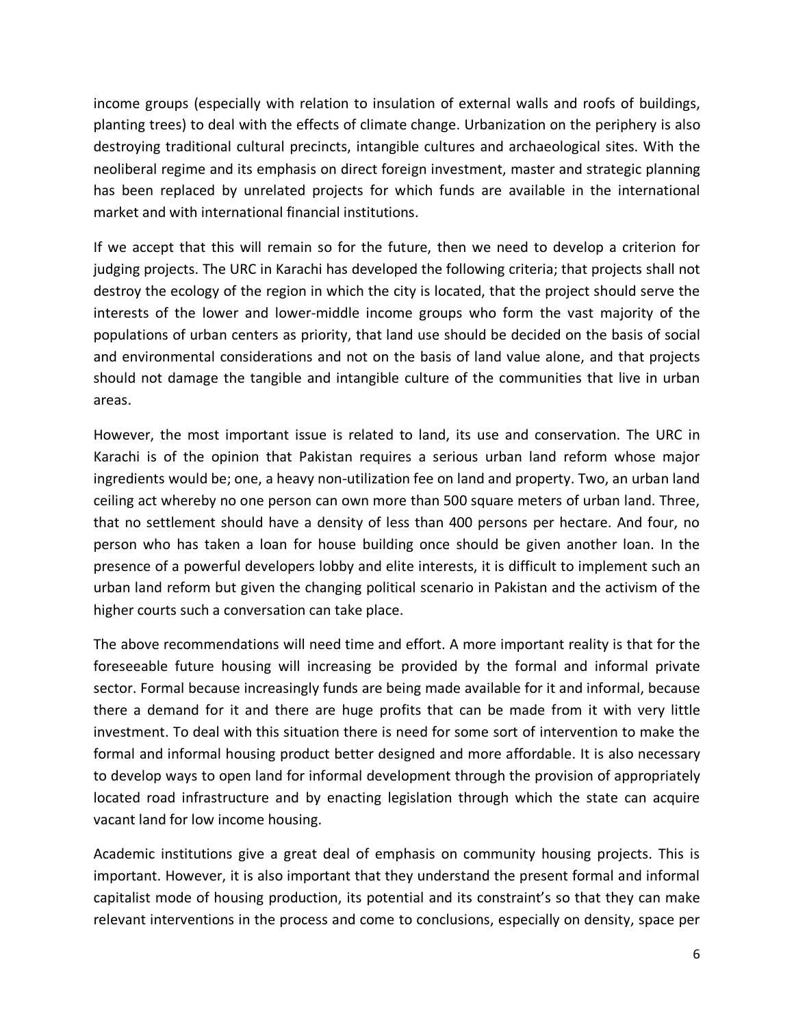income groups (especially with relation to insulation of external walls and roofs of buildings, planting trees) to deal with the effects of climate change. Urbanization on the periphery is also destroying traditional cultural precincts, intangible cultures and archaeological sites. With the neoliberal regime and its emphasis on direct foreign investment, master and strategic planning has been replaced by unrelated projects for which funds are available in the international market and with international financial institutions.

If we accept that this will remain so for the future, then we need to develop a criterion for judging projects. The URC in Karachi has developed the following criteria; that projects shall not destroy the ecology of the region in which the city is located, that the project should serve the interests of the lower and lower-middle income groups who form the vast majority of the populations of urban centers as priority, that land use should be decided on the basis of social and environmental considerations and not on the basis of land value alone, and that projects should not damage the tangible and intangible culture of the communities that live in urban areas.

However, the most important issue is related to land, its use and conservation. The URC in Karachi is of the opinion that Pakistan requires a serious urban land reform whose major ingredients would be; one, a heavy non-utilization fee on land and property. Two, an urban land ceiling act whereby no one person can own more than 500 square meters of urban land. Three, that no settlement should have a density of less than 400 persons per hectare. And four, no person who has taken a loan for house building once should be given another loan. In the presence of a powerful developers lobby and elite interests, it is difficult to implement such an urban land reform but given the changing political scenario in Pakistan and the activism of the higher courts such a conversation can take place.

The above recommendations will need time and effort. A more important reality is that for the foreseeable future housing will increasing be provided by the formal and informal private sector. Formal because increasingly funds are being made available for it and informal, because there a demand for it and there are huge profits that can be made from it with very little investment. To deal with this situation there is need for some sort of intervention to make the formal and informal housing product better designed and more affordable. It is also necessary to develop ways to open land for informal development through the provision of appropriately located road infrastructure and by enacting legislation through which the state can acquire vacant land for low income housing.

Academic institutions give a great deal of emphasis on community housing projects. This is important. However, it is also important that they understand the present formal and informal capitalist mode of housing production, its potential and its constraint's so that they can make relevant interventions in the process and come to conclusions, especially on density, space per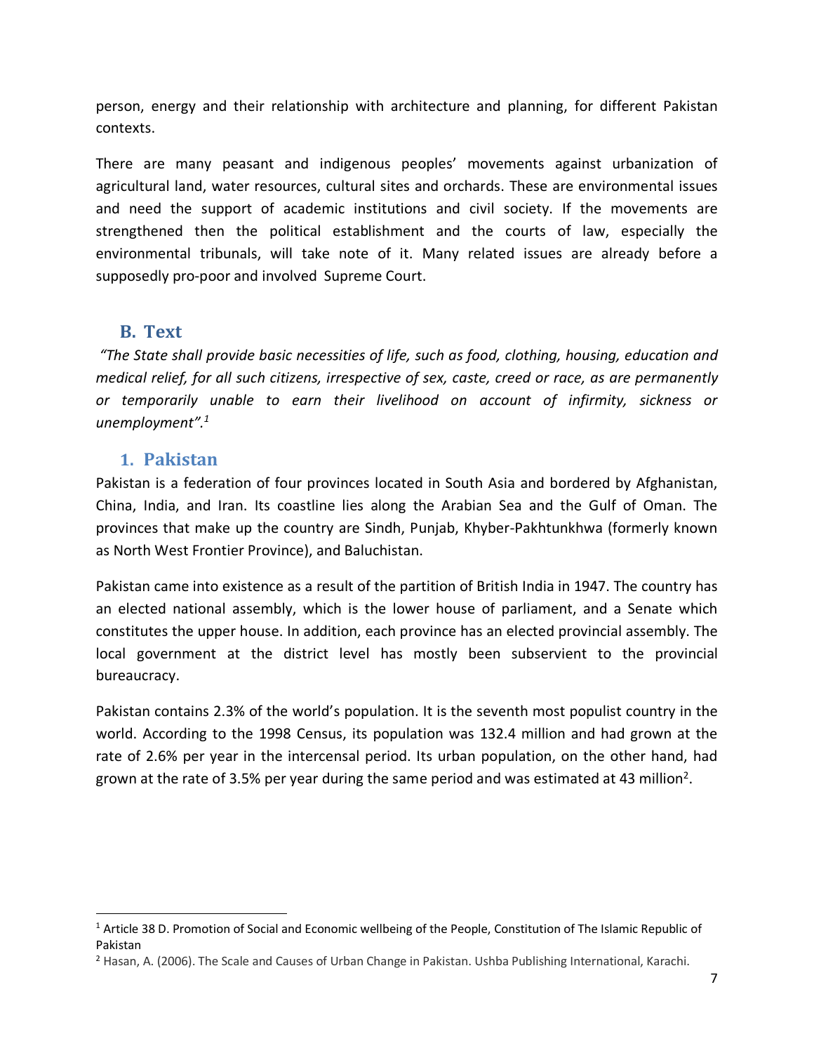person, energy and their relationship with architecture and planning, for different Pakistan contexts.

There are many peasant and indigenous peoples' movements against urbanization of agricultural land, water resources, cultural sites and orchards. These are environmental issues and need the support of academic institutions and civil society. If the movements are strengthened then the political establishment and the courts of law, especially the environmental tribunals, will take note of it. Many related issues are already before a supposedly pro-poor and involved Supreme Court.

## B. Text

*"The State shall provide basic necessities of life, such as food, clothing, housing, education and medical relief, for all such citizens, irrespective of sex, caste, creed or race, as are permanently or temporarily unable to earn their livelihood on account of infirmity, sickness or unemployment".*[1]

### 1. Pakistan

Pakistan is a federation of four provinces located in South Asia and bordered by Afghanistan, China, India, and Iran. Its coastline lies along the Arabian Sea and the Gulf of Oman. The provinces that make up the country are Sindh, Punjab, Khyber-Pakhtunkhwa (formerly known as North West Frontier Province), and Baluchistan.

Pakistan came into existence as a result of the partition of British India in 1947. The country has an elected national assembly, which is the lower house of parliament, and a Senate which constitutes the upper house. In addition, each province has an elected provincial assembly. The local government at the district level has mostly been subservient to the provincial bureaucracy.

Pakistan contains 2.3% of the world's population. It is the seventh most populist country in the world. According to the 1998 Census, its population was 132.4 million and had grown at the rate of 2.6% per year in the intercensal period. Its urban population, on the other hand, had grown at the rate of 3.5% per year during the same period and was estimated at 43 million[2].

---

[1] Article 38 D. Promotion of Social and Economic wellbeing of the People, Constitution of The Islamic Republic of Pakistan

[2] Hasan, A. (2006). The Scale and Causes of Urban Change in Pakistan. Ushba Publishing International, Karachi.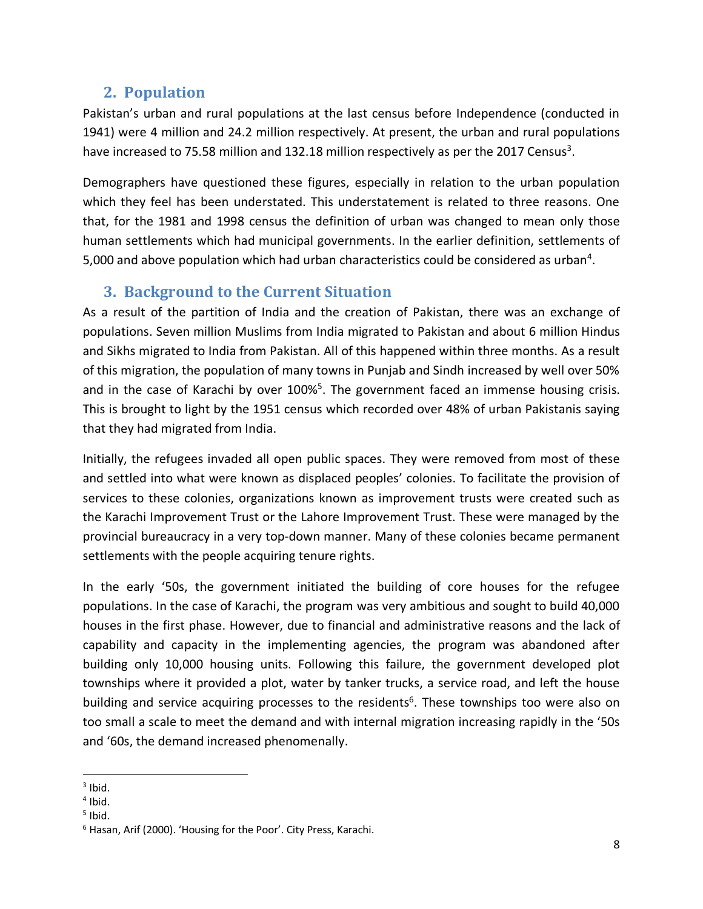## 2. Population

Pakistan's urban and rural populations at the last census before Independence (conducted in 1941) were 4 million and 24.2 million respectively. At present, the urban and rural populations have increased to 75.58 million and 132.18 million respectively as per the 2017 Census[3].

Demographers have questioned these figures, especially in relation to the urban population which they feel has been understated. This understatement is related to three reasons. One that, for the 1981 and 1998 census the definition of urban was changed to mean only those human settlements which had municipal governments. In the earlier definition, settlements of 5,000 and above population which had urban characteristics could be considered as urban[4].

## 3. Background to the Current Situation

As a result of the partition of India and the creation of Pakistan, there was an exchange of populations. Seven million Muslims from India migrated to Pakistan and about 6 million Hindus and Sikhs migrated to India from Pakistan. All of this happened within three months. As a result of this migration, the population of many towns in Punjab and Sindh increased by well over 50% and in the case of Karachi by over 100%[5]. The government faced an immense housing crisis. This is brought to light by the 1951 census which recorded over 48% of urban Pakistanis saying that they had migrated from India.

Initially, the refugees invaded all open public spaces. They were removed from most of these and settled into what were known as displaced peoples' colonies. To facilitate the provision of services to these colonies, organizations known as improvement trusts were created such as the Karachi Improvement Trust or the Lahore Improvement Trust. These were managed by the provincial bureaucracy in a very top-down manner. Many of these colonies became permanent settlements with the people acquiring tenure rights.

In the early '50s, the government initiated the building of core houses for the refugee populations. In the case of Karachi, the program was very ambitious and sought to build 40,000 houses in the first phase. However, due to financial and administrative reasons and the lack of capability and capacity in the implementing agencies, the program was abandoned after building only 10,000 housing units. Following this failure, the government developed plot townships where it provided a plot, water by tanker trucks, a service road, and left the house building and service acquiring processes to the residents[6]. These townships too were also on too small a scale to meet the demand and with internal migration increasing rapidly in the '50s and '60s, the demand increased phenomenally.

[3] Ibid.

[4] Ibid.

[5] Ibid.

[6] Hasan, Arif (2000). 'Housing for the Poor'. City Press, Karachi.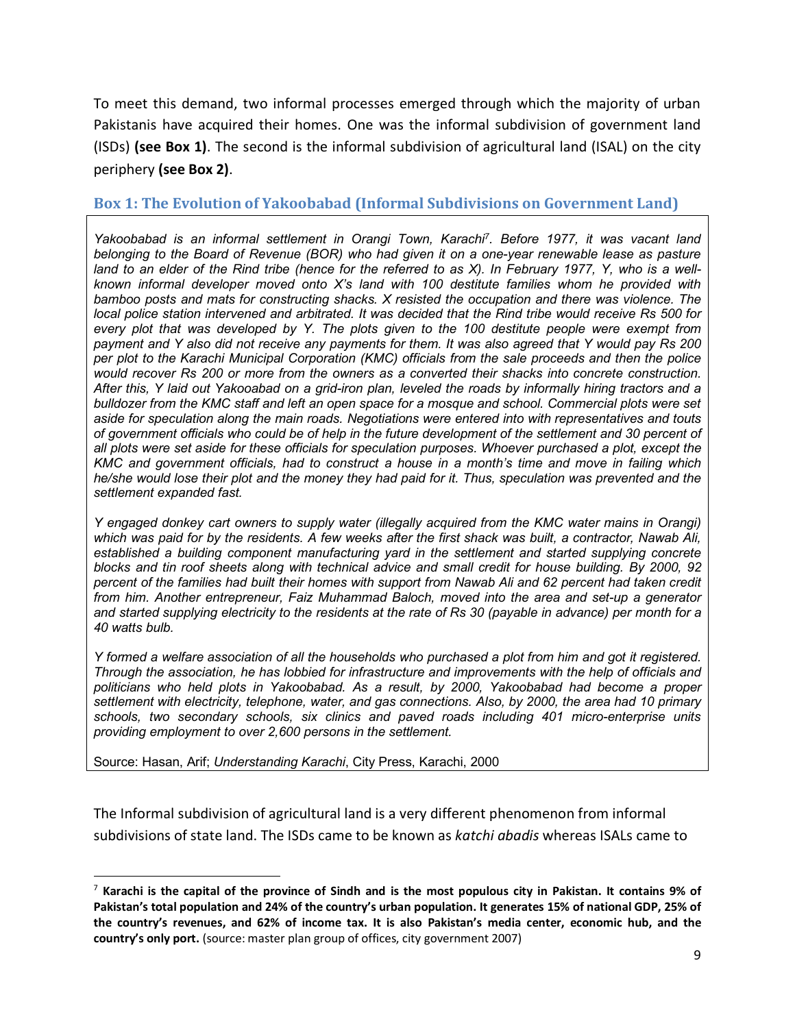To meet this demand, two informal processes emerged through which the majority of urban Pakistanis have acquired their homes. One was the informal subdivision of government land (ISDs) **(see Box 1)**. The second is the informal subdivision of agricultural land (ISAL) on the city periphery **(see Box 2)**.

### Box 1: The Evolution of Yakoobabad (Informal Subdivisions on Government Land)

*Yakoobabad is an informal settlement in Orangi Town, Karachi*[7]*. Before 1977, it was vacant land belonging to the Board of Revenue (BOR) who had given it on a one-year renewable lease as pasture land to an elder of the Rind tribe (hence for the referred to as X). In February 1977, Y, who is a well-known informal developer moved onto X's land with 100 destitute families whom he provided with bamboo posts and mats for constructing shacks. X resisted the occupation and there was violence. The local police station intervened and arbitrated. It was decided that the Rind tribe would receive Rs 500 for every plot that was developed by Y. The plots given to the 100 destitute people were exempt from payment and Y also did not receive any payments for them. It was also agreed that Y would pay Rs 200 per plot to the Karachi Municipal Corporation (KMC) officials from the sale proceeds and then the police would recover Rs 200 or more from the owners as a converted their shacks into concrete construction. After this, Y laid out Yakooabad on a grid-iron plan, leveled the roads by informally hiring tractors and a bulldozer from the KMC staff and left an open space for a mosque and school. Commercial plots were set aside for speculation along the main roads. Negotiations were entered into with representatives and touts of government officials who could be of help in the future development of the settlement and 30 percent of all plots were set aside for these officials for speculation purposes. Whoever purchased a plot, except the KMC and government officials, had to construct a house in a month's time and move in failing which he/she would lose their plot and the money they had paid for it. Thus, speculation was prevented and the settlement expanded fast.*

*Y engaged donkey cart owners to supply water (illegally acquired from the KMC water mains in Orangi) which was paid for by the residents. A few weeks after the first shack was built, a contractor, Nawab Ali, established a building component manufacturing yard in the settlement and started supplying concrete blocks and tin roof sheets along with technical advice and small credit for house building. By 2000, 92 percent of the families had built their homes with support from Nawab Ali and 62 percent had taken credit from him. Another entrepreneur, Faiz Muhammad Baloch, moved into the area and set-up a generator and started supplying electricity to the residents at the rate of Rs 30 (payable in advance) per month for a 40 watts bulb.*

*Y formed a welfare association of all the households who purchased a plot from him and got it registered. Through the association, he has lobbied for infrastructure and improvements with the help of officials and politicians who held plots in Yakoobabad. As a result, by 2000, Yakoobabad had become a proper settlement with electricity, telephone, water, and gas connections. Also, by 2000, the area had 10 primary schools, two secondary schools, six clinics and paved roads including 401 micro-enterprise units providing employment to over 2,600 persons in the settlement.*

Source: Hasan, Arif; *Understanding Karachi*, City Press, Karachi, 2000

The Informal subdivision of agricultural land is a very different phenomenon from informal subdivisions of state land. The ISDs came to be known as *katchi abadis* whereas ISALs came to

[7] **Karachi is the capital of the province of Sindh and is the most populous city in Pakistan. It contains 9% of Pakistan's total population and 24% of the country's urban population. It generates 15% of national GDP, 25% of the country's revenues, and 62% of income tax. It is also Pakistan's media center, economic hub, and the country's only port.** (source: master plan group of offices, city government 2007)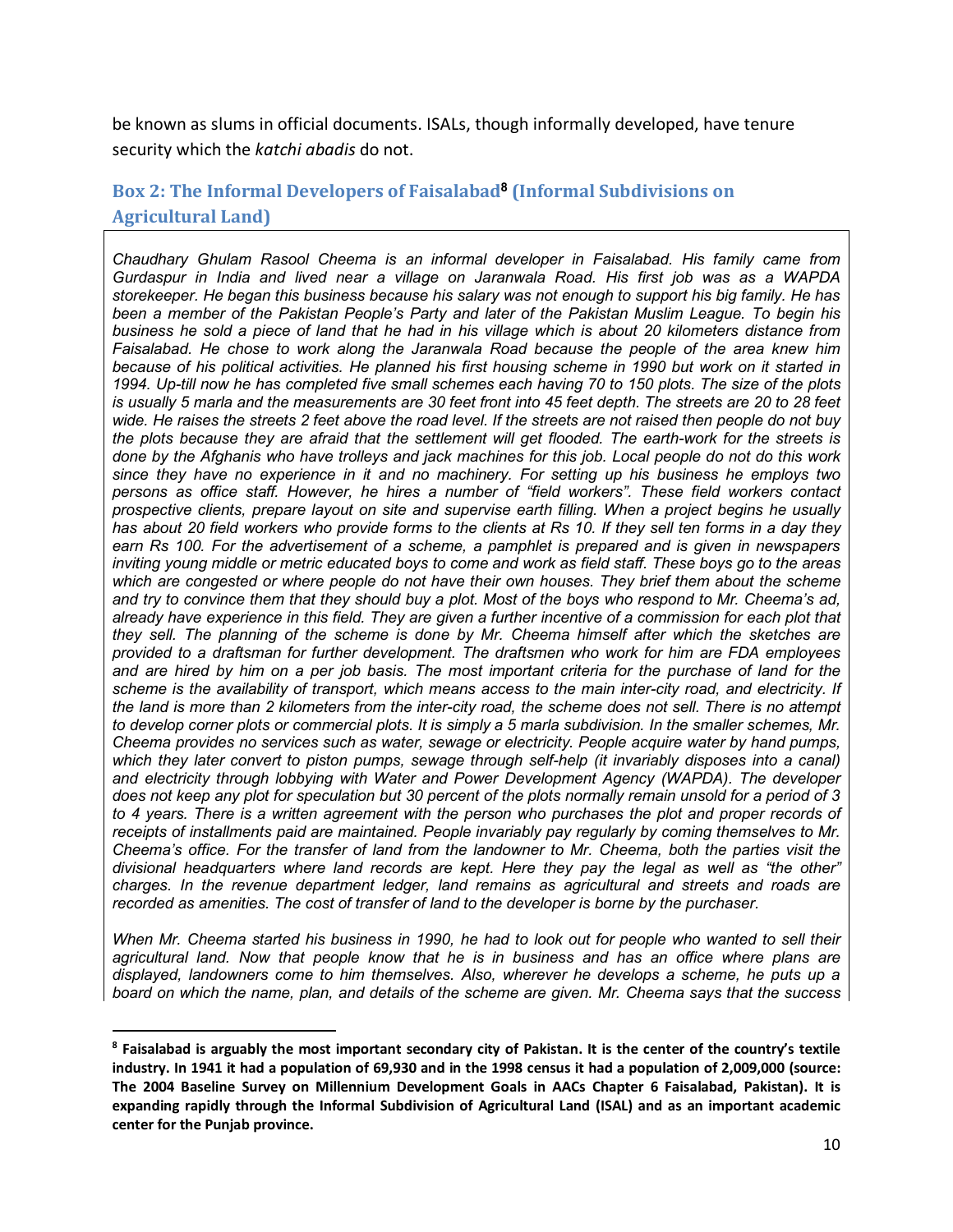be known as slums in official documents. ISALs, though informally developed, have tenure security which the *katchi abadis* do not.

### Box 2: The Informal Developers of Faisalabad[8] (Informal Subdivisions on Agricultural Land)

*Chaudhary Ghulam Rasool Cheema is an informal developer in Faisalabad. His family came from Gurdaspur in India and lived near a village on Jaranwala Road. His first job was as a WAPDA storekeeper. He began this business because his salary was not enough to support his big family. He has been a member of the Pakistan People's Party and later of the Pakistan Muslim League. To begin his business he sold a piece of land that he had in his village which is about 20 kilometers distance from Faisalabad. He chose to work along the Jaranwala Road because the people of the area knew him because of his political activities. He planned his first housing scheme in 1990 but work on it started in 1994. Up-till now he has completed five small schemes each having 70 to 150 plots. The size of the plots is usually 5 marla and the measurements are 30 feet front into 45 feet depth. The streets are 20 to 28 feet wide. He raises the streets 2 feet above the road level. If the streets are not raised then people do not buy the plots because they are afraid that the settlement will get flooded. The earth-work for the streets is done by the Afghanis who have trolleys and jack machines for this job. Local people do not do this work since they have no experience in it and no machinery. For setting up his business he employs two persons as office staff. However, he hires a number of "field workers". These field workers contact prospective clients, prepare layout on site and supervise earth filling. When a project begins he usually has about 20 field workers who provide forms to the clients at Rs 10. If they sell ten forms in a day they earn Rs 100. For the advertisement of a scheme, a pamphlet is prepared and is given in newspapers inviting young middle or metric educated boys to come and work as field staff. These boys go to the areas which are congested or where people do not have their own houses. They brief them about the scheme and try to convince them that they should buy a plot. Most of the boys who respond to Mr. Cheema's ad, already have experience in this field. They are given a further incentive of a commission for each plot that they sell. The planning of the scheme is done by Mr. Cheema himself after which the sketches are provided to a draftsman for further development. The draftsmen who work for him are FDA employees and are hired by him on a per job basis. The most important criteria for the purchase of land for the scheme is the availability of transport, which means access to the main inter-city road, and electricity. If the land is more than 2 kilometers from the inter-city road, the scheme does not sell. There is no attempt to develop corner plots or commercial plots. It is simply a 5 marla subdivision. In the smaller schemes, Mr. Cheema provides no services such as water, sewage or electricity. People acquire water by hand pumps, which they later convert to piston pumps, sewage through self-help (it invariably disposes into a canal) and electricity through lobbying with Water and Power Development Agency (WAPDA). The developer does not keep any plot for speculation but 30 percent of the plots normally remain unsold for a period of 3 to 4 years. There is a written agreement with the person who purchases the plot and proper records of receipts of installments paid are maintained. People invariably pay regularly by coming themselves to Mr. Cheema's office. For the transfer of land from the landowner to Mr. Cheema, both the parties visit the divisional headquarters where land records are kept. Here they pay the legal as well as "the other" charges. In the revenue department ledger, land remains as agricultural and streets and roads are recorded as amenities. The cost of transfer of land to the developer is borne by the purchaser.*

*When Mr. Cheema started his business in 1990, he had to look out for people who wanted to sell their agricultural land. Now that people know that he is in business and has an office where plans are displayed, landowners come to him themselves. Also, wherever he develops a scheme, he puts up a board on which the name, plan, and details of the scheme are given. Mr. Cheema says that the success*

---

[8] **Faisalabad is arguably the most important secondary city of Pakistan. It is the center of the country's textile industry. In 1941 it had a population of 69,930 and in the 1998 census it had a population of 2,009,000 (source: The 2004 Baseline Survey on Millennium Development Goals in AACs Chapter 6 Faisalabad, Pakistan). It is expanding rapidly through the Informal Subdivision of Agricultural Land (ISAL) and as an important academic center for the Punjab province.**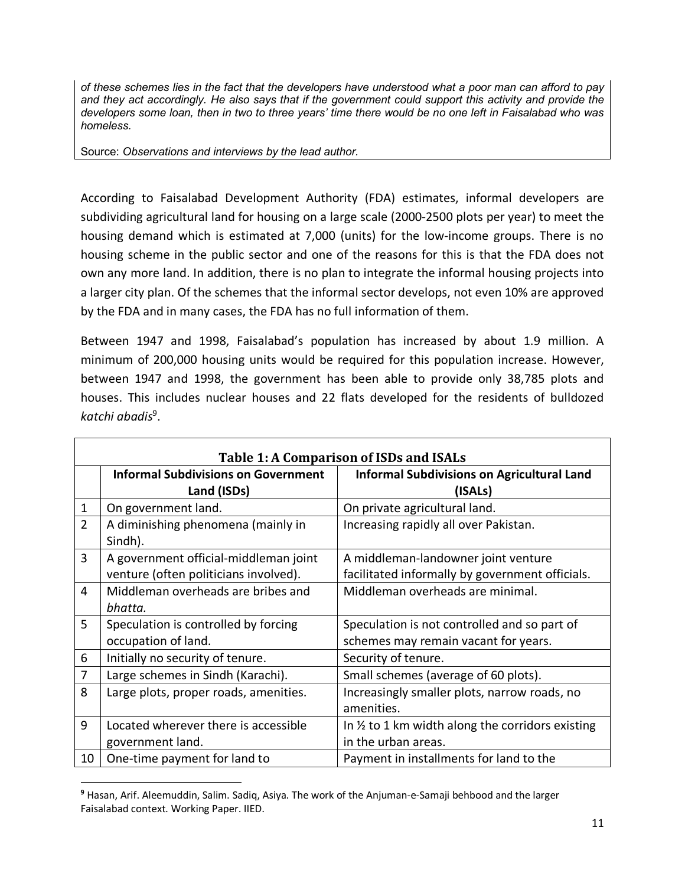*of these schemes lies in the fact that the developers have understood what a poor man can afford to pay and they act accordingly. He also says that if the government could support this activity and provide the developers some loan, then in two to three years' time there would be no one left in Faisalabad who was homeless.*

Source: *Observations and interviews by the lead author.*

According to Faisalabad Development Authority (FDA) estimates, informal developers are subdividing agricultural land for housing on a large scale (2000-2500 plots per year) to meet the housing demand which is estimated at 7,000 (units) for the low-income groups. There is no housing scheme in the public sector and one of the reasons for this is that the FDA does not own any more land. In addition, there is no plan to integrate the informal housing projects into a larger city plan. Of the schemes that the informal sector develops, not even 10% are approved by the FDA and in many cases, the FDA has no full information of them.

Between 1947 and 1998, Faisalabad's population has increased by about 1.9 million. A minimum of 200,000 housing units would be required for this population increase. However, between 1947 and 1998, the government has been able to provide only 38,785 plots and houses. This includes nuclear houses and 22 flats developed for the residents of bulldozed *katchi abadis*[9].

**Table 1: A Comparison of ISDs and ISALs**

| | Informal Subdivisions on Government Land (ISDs) | Informal Subdivisions on Agricultural Land (ISALs) |
|---|---|---|
| 1 | On government land. | On private agricultural land. |
| 2 | A diminishing phenomena (mainly in Sindh). | Increasing rapidly all over Pakistan. |
| 3 | A government official-middleman joint venture (often politicians involved). | A middleman-landowner joint venture facilitated informally by government officials. |
| 4 | Middleman overheads are bribes and *bhatta.* | Middleman overheads are minimal. |
| 5 | Speculation is controlled by forcing occupation of land. | Speculation is not controlled and so part of schemes may remain vacant for years. |
| 6 | Initially no security of tenure. | Security of tenure. |
| 7 | Large schemes in Sindh (Karachi). | Small schemes (average of 60 plots). |
| 8 | Large plots, proper roads, amenities. | Increasingly smaller plots, narrow roads, no amenities. |
| 9 | Located wherever there is accessible government land. | In ½ to 1 km width along the corridors existing in the urban areas. |
| 10 | One-time payment for land to | Payment in installments for land to the |

[9] Hasan, Arif. Aleemuddin, Salim. Sadiq, Asiya. The work of the Anjuman-e-Samaji behbood and the larger Faisalabad context. Working Paper. IIED.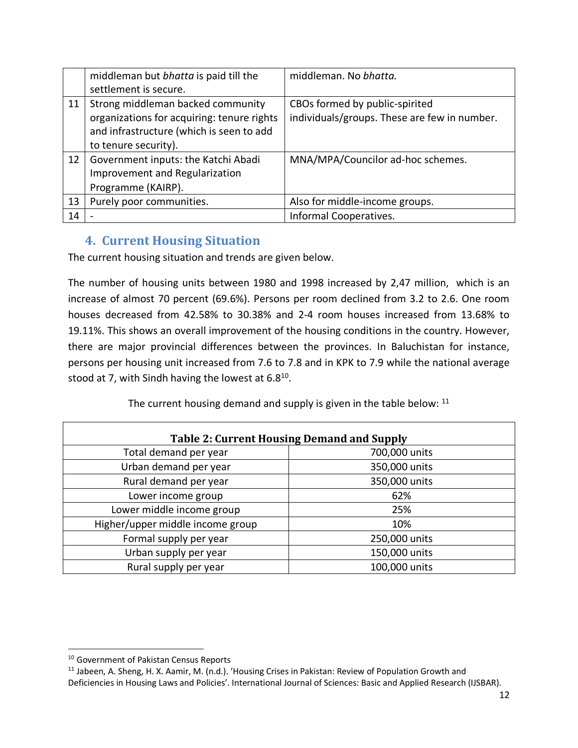| | | |
|---|---|---|
| | middleman but *bhatta* is paid till the settlement is secure. | middleman. No *bhatta.* |
| 11 | Strong middleman backed community organizations for acquiring: tenure rights and infrastructure (which is seen to add to tenure security). | CBOs formed by public-spirited individuals/groups. These are few in number. |
| 12 | Government inputs: the Katchi Abadi Improvement and Regularization Programme (KAIRP). | MNA/MPA/Councilor ad-hoc schemes. |
| 13 | Purely poor communities. | Also for middle-income groups. |
| 14 | - | Informal Cooperatives. |

## 4. Current Housing Situation

The current housing situation and trends are given below.

The number of housing units between 1980 and 1998 increased by 2,47 million, which is an increase of almost 70 percent (69.6%). Persons per room declined from 3.2 to 2.6. One room houses decreased from 42.58% to 30.38% and 2-4 room houses increased from 13.68% to 19.11%. This shows an overall improvement of the housing conditions in the country. However, there are major provincial differences between the provinces. In Baluchistan for instance, persons per housing unit increased from 7.6 to 7.8 and in KPK to 7.9 while the national average stood at 7, with Sindh having the lowest at 6.8[10].

The current housing demand and supply is given in the table below: [11]

**Table 2: Current Housing Demand and Supply**

| | |
|---|---|
| Total demand per year | 700,000 units |
| Urban demand per year | 350,000 units |
| Rural demand per year | 350,000 units |
| Lower income group | 62% |
| Lower middle income group | 25% |
| Higher/upper middle income group | 10% |
| Formal supply per year | 250,000 units |
| Urban supply per year | 150,000 units |
| Rural supply per year | 100,000 units |

[10] Government of Pakistan Census Reports

[11] Jabeen, A. Sheng, H. X. Aamir, M. (n.d.). 'Housing Crises in Pakistan: Review of Population Growth and Deficiencies in Housing Laws and Policies'. International Journal of Sciences: Basic and Applied Research (IJSBAR).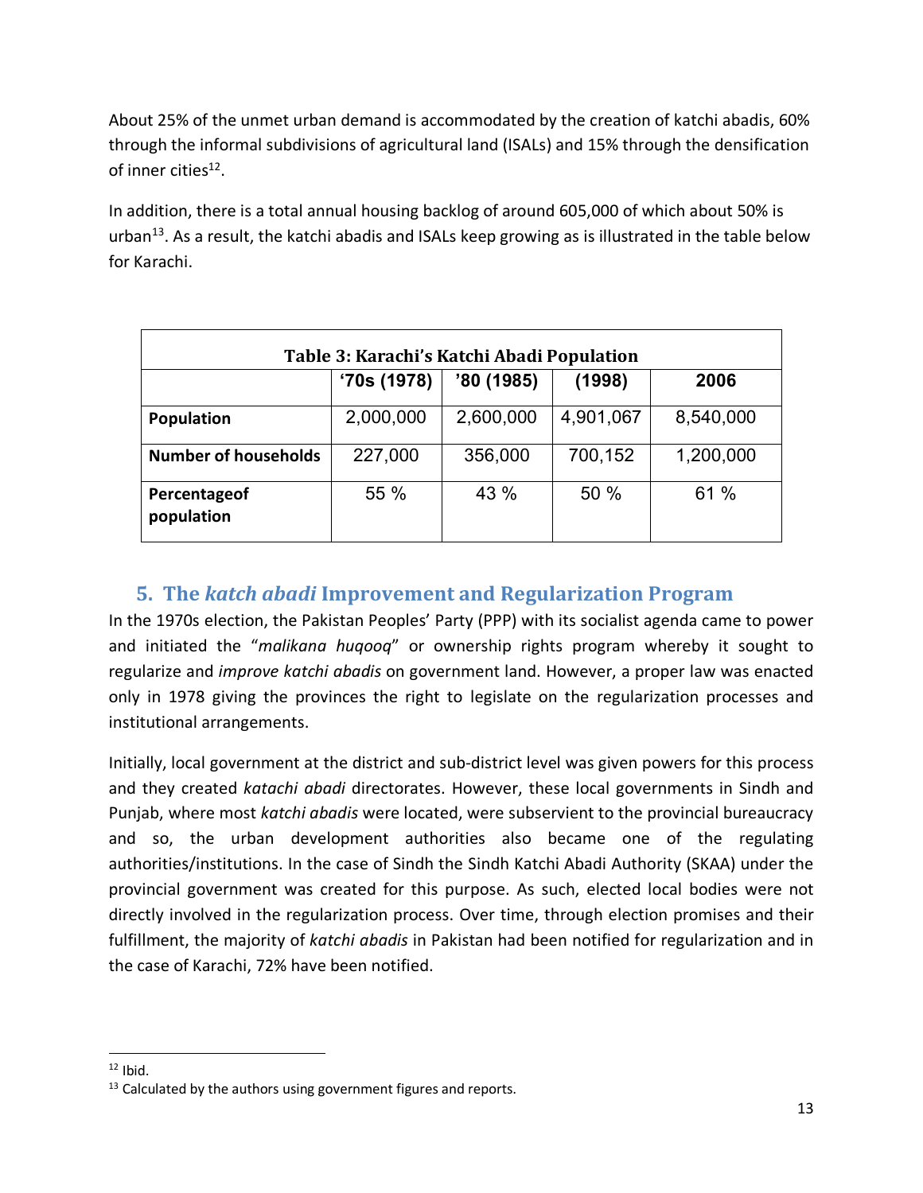About 25% of the unmet urban demand is accommodated by the creation of katchi abadis, 60% through the informal subdivisions of agricultural land (ISALs) and 15% through the densification of inner cities[12].

In addition, there is a total annual housing backlog of around 605,000 of which about 50% is urban[13]. As a result, the katchi abadis and ISALs keep growing as is illustrated in the table below for Karachi.

**Table 3: Karachi's Katchi Abadi Population**

| | '70s (1978) | '80 (1985) | (1998) | 2006 |
|---|---|---|---|---|
| **Population** | 2,000,000 | 2,600,000 | 4,901,067 | 8,540,000 |
| **Number of households** | 227,000 | 356,000 | 700,152 | 1,200,000 |
| **Percentageof population** | 55 % | 43 % | 50 % | 61 % |

## 5. The *katch abadi* Improvement and Regularization Program

In the 1970s election, the Pakistan Peoples' Party (PPP) with its socialist agenda came to power and initiated the "*malikana huqooq*" or ownership rights program whereby it sought to regularize and *improve katchi abadis* on government land. However, a proper law was enacted only in 1978 giving the provinces the right to legislate on the regularization processes and institutional arrangements.

Initially, local government at the district and sub-district level was given powers for this process and they created *katachi abadi* directorates. However, these local governments in Sindh and Punjab, where most *katchi abadis* were located, were subservient to the provincial bureaucracy and so, the urban development authorities also became one of the regulating authorities/institutions. In the case of Sindh the Sindh Katchi Abadi Authority (SKAA) under the provincial government was created for this purpose. As such, elected local bodies were not directly involved in the regularization process. Over time, through election promises and their fulfillment, the majority of *katchi abadis* in Pakistan had been notified for regularization and in the case of Karachi, 72% have been notified.

---

[12] Ibid.

[13] Calculated by the authors using government figures and reports.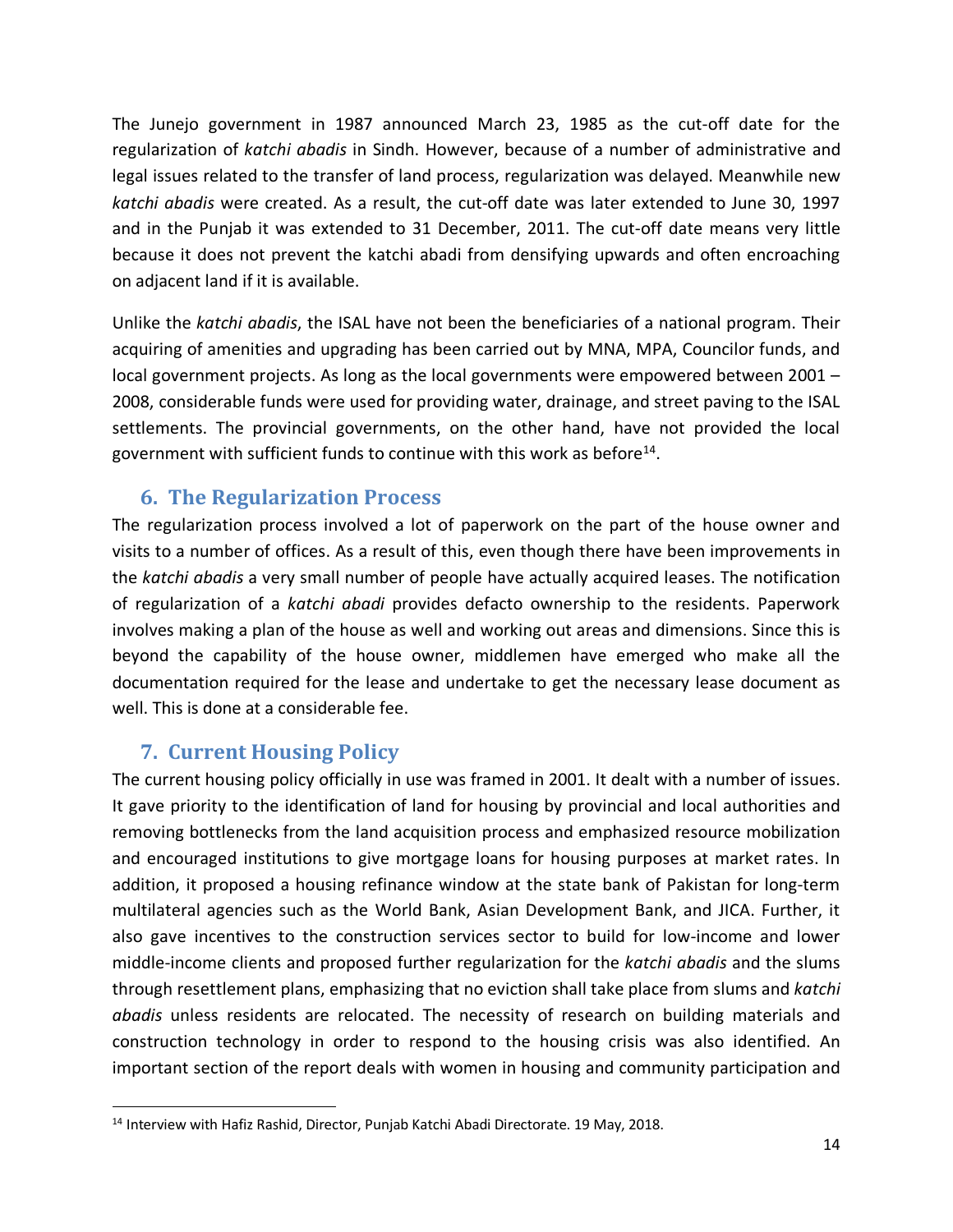The Junejo government in 1987 announced March 23, 1985 as the cut-off date for the regularization of *katchi abadis* in Sindh. However, because of a number of administrative and legal issues related to the transfer of land process, regularization was delayed. Meanwhile new *katchi abadis* were created. As a result, the cut-off date was later extended to June 30, 1997 and in the Punjab it was extended to 31 December, 2011. The cut-off date means very little because it does not prevent the katchi abadi from densifying upwards and often encroaching on adjacent land if it is available.

Unlike the *katchi abadis*, the ISAL have not been the beneficiaries of a national program. Their acquiring of amenities and upgrading has been carried out by MNA, MPA, Councilor funds, and local government projects. As long as the local governments were empowered between 2001 – 2008, considerable funds were used for providing water, drainage, and street paving to the ISAL settlements. The provincial governments, on the other hand, have not provided the local government with sufficient funds to continue with this work as before[14].

## 6. The Regularization Process

The regularization process involved a lot of paperwork on the part of the house owner and visits to a number of offices. As a result of this, even though there have been improvements in the *katchi abadis* a very small number of people have actually acquired leases. The notification of regularization of a *katchi abadi* provides defacto ownership to the residents. Paperwork involves making a plan of the house as well and working out areas and dimensions. Since this is beyond the capability of the house owner, middlemen have emerged who make all the documentation required for the lease and undertake to get the necessary lease document as well. This is done at a considerable fee.

## 7. Current Housing Policy

The current housing policy officially in use was framed in 2001. It dealt with a number of issues. It gave priority to the identification of land for housing by provincial and local authorities and removing bottlenecks from the land acquisition process and emphasized resource mobilization and encouraged institutions to give mortgage loans for housing purposes at market rates. In addition, it proposed a housing refinance window at the state bank of Pakistan for long-term multilateral agencies such as the World Bank, Asian Development Bank, and JICA. Further, it also gave incentives to the construction services sector to build for low-income and lower middle-income clients and proposed further regularization for the *katchi abadis* and the slums through resettlement plans, emphasizing that no eviction shall take place from slums and *katchi abadis* unless residents are relocated. The necessity of research on building materials and construction technology in order to respond to the housing crisis was also identified. An important section of the report deals with women in housing and community participation and

[14] Interview with Hafiz Rashid, Director, Punjab Katchi Abadi Directorate. 19 May, 2018.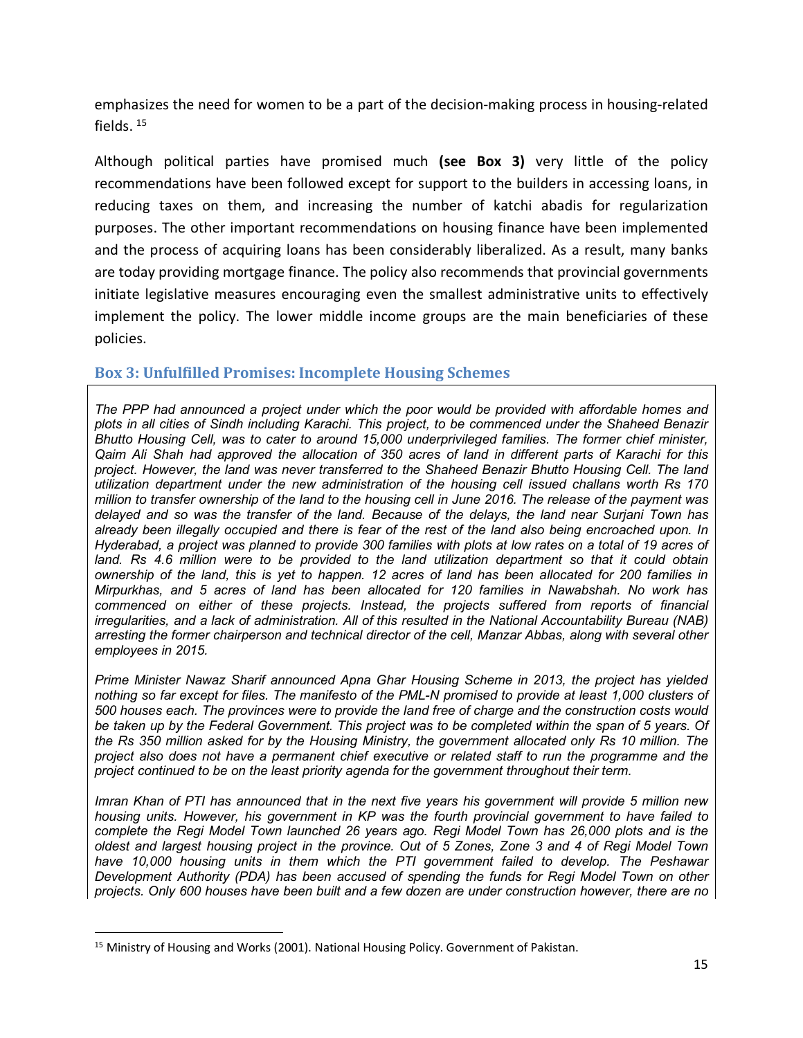emphasizes the need for women to be a part of the decision-making process in housing-related fields. [15]

Although political parties have promised much **(see Box 3)** very little of the policy recommendations have been followed except for support to the builders in accessing loans, in reducing taxes on them, and increasing the number of katchi abadis for regularization purposes. The other important recommendations on housing finance have been implemented and the process of acquiring loans has been considerably liberalized. As a result, many banks are today providing mortgage finance. The policy also recommends that provincial governments initiate legislative measures encouraging even the smallest administrative units to effectively implement the policy. The lower middle income groups are the main beneficiaries of these policies.

### Box 3: Unfulfilled Promises: Incomplete Housing Schemes

*The PPP had announced a project under which the poor would be provided with affordable homes and plots in all cities of Sindh including Karachi. This project, to be commenced under the Shaheed Benazir Bhutto Housing Cell, was to cater to around 15,000 underprivileged families. The former chief minister, Qaim Ali Shah had approved the allocation of 350 acres of land in different parts of Karachi for this project. However, the land was never transferred to the Shaheed Benazir Bhutto Housing Cell. The land utilization department under the new administration of the housing cell issued challans worth Rs 170 million to transfer ownership of the land to the housing cell in June 2016. The release of the payment was delayed and so was the transfer of the land. Because of the delays, the land near Surjani Town has already been illegally occupied and there is fear of the rest of the land also being encroached upon. In Hyderabad, a project was planned to provide 300 families with plots at low rates on a total of 19 acres of land. Rs 4.6 million were to be provided to the land utilization department so that it could obtain ownership of the land, this is yet to happen. 12 acres of land has been allocated for 200 families in Mirpurkhas, and 5 acres of land has been allocated for 120 families in Nawabshah. No work has commenced on either of these projects. Instead, the projects suffered from reports of financial irregularities, and a lack of administration. All of this resulted in the National Accountability Bureau (NAB) arresting the former chairperson and technical director of the cell, Manzar Abbas, along with several other employees in 2015.*

*Prime Minister Nawaz Sharif announced Apna Ghar Housing Scheme in 2013, the project has yielded nothing so far except for files. The manifesto of the PML-N promised to provide at least 1,000 clusters of 500 houses each. The provinces were to provide the land free of charge and the construction costs would be taken up by the Federal Government. This project was to be completed within the span of 5 years. Of the Rs 350 million asked for by the Housing Ministry, the government allocated only Rs 10 million. The project also does not have a permanent chief executive or related staff to run the programme and the project continued to be on the least priority agenda for the government throughout their term.*

*Imran Khan of PTI has announced that in the next five years his government will provide 5 million new housing units. However, his government in KP was the fourth provincial government to have failed to complete the Regi Model Town launched 26 years ago. Regi Model Town has 26,000 plots and is the oldest and largest housing project in the province. Out of 5 Zones, Zone 3 and 4 of Regi Model Town have 10,000 housing units in them which the PTI government failed to develop. The Peshawar Development Authority (PDA) has been accused of spending the funds for Regi Model Town on other projects. Only 600 houses have been built and a few dozen are under construction however, there are no*

---

[15] Ministry of Housing and Works (2001). National Housing Policy. Government of Pakistan.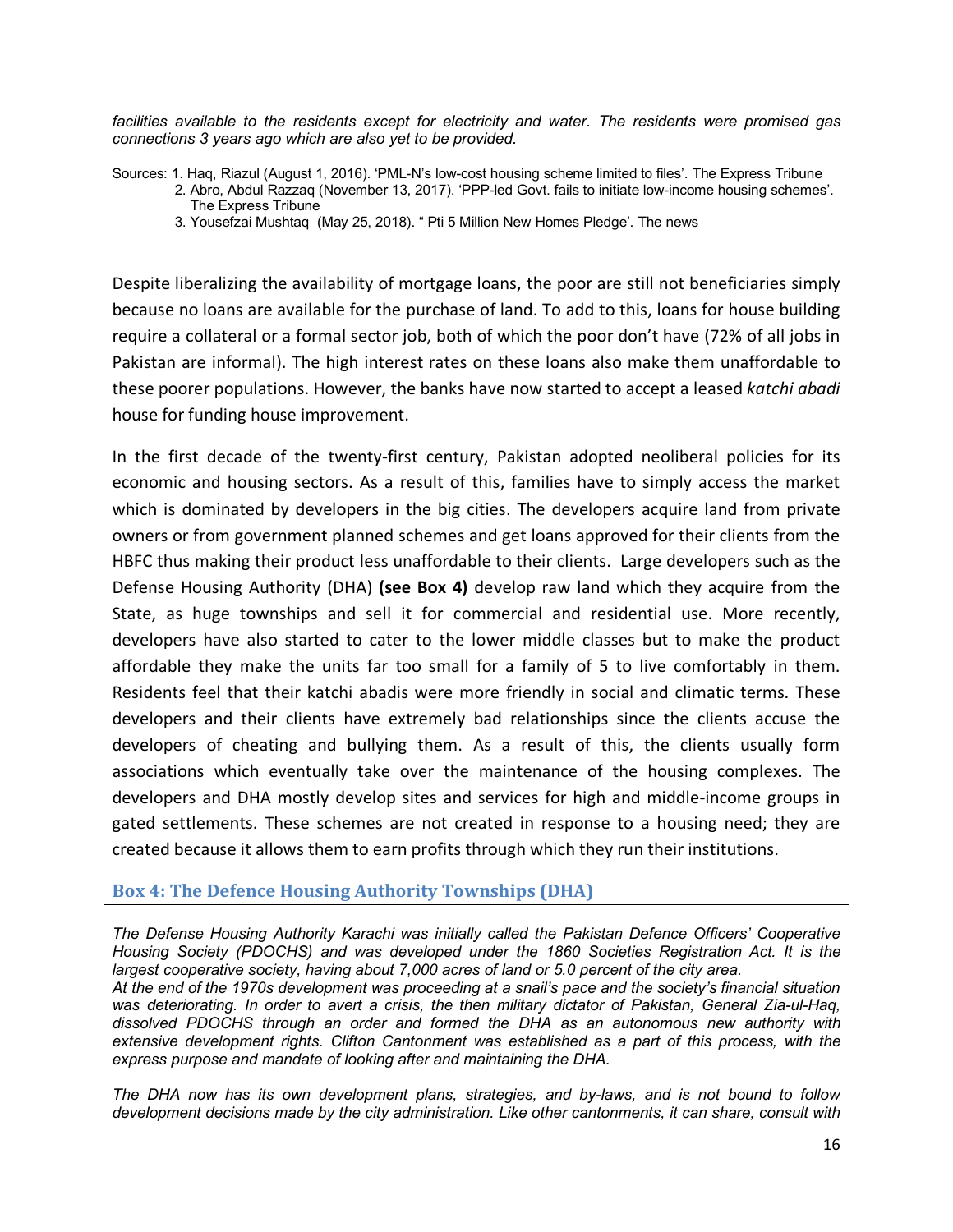*facilities available to the residents except for electricity and water. The residents were promised gas connections 3 years ago which are also yet to be provided.*

Sources: 1. Haq, Riazul (August 1, 2016). 'PML-N's low-cost housing scheme limited to files'. The Express Tribune
2. Abro, Abdul Razzaq (November 13, 2017). 'PPP-led Govt. fails to initiate low-income housing schemes'. The Express Tribune
3. Yousefzai Mushtaq (May 25, 2018). " Pti 5 Million New Homes Pledge'. The news

Despite liberalizing the availability of mortgage loans, the poor are still not beneficiaries simply because no loans are available for the purchase of land. To add to this, loans for house building require a collateral or a formal sector job, both of which the poor don't have (72% of all jobs in Pakistan are informal). The high interest rates on these loans also make them unaffordable to these poorer populations. However, the banks have now started to accept a leased *katchi abadi* house for funding house improvement.

In the first decade of the twenty-first century, Pakistan adopted neoliberal policies for its economic and housing sectors. As a result of this, families have to simply access the market which is dominated by developers in the big cities. The developers acquire land from private owners or from government planned schemes and get loans approved for their clients from the HBFC thus making their product less unaffordable to their clients. Large developers such as the Defense Housing Authority (DHA) **(see Box 4)** develop raw land which they acquire from the State, as huge townships and sell it for commercial and residential use. More recently, developers have also started to cater to the lower middle classes but to make the product affordable they make the units far too small for a family of 5 to live comfortably in them. Residents feel that their katchi abadis were more friendly in social and climatic terms. These developers and their clients have extremely bad relationships since the clients accuse the developers of cheating and bullying them. As a result of this, the clients usually form associations which eventually take over the maintenance of the housing complexes. The developers and DHA mostly develop sites and services for high and middle-income groups in gated settlements. These schemes are not created in response to a housing need; they are created because it allows them to earn profits through which they run their institutions.

## Box 4: The Defence Housing Authority Townships (DHA)

*The Defense Housing Authority Karachi was initially called the Pakistan Defence Officers' Cooperative Housing Society (PDOCHS) and was developed under the 1860 Societies Registration Act. It is the largest cooperative society, having about 7,000 acres of land or 5.0 percent of the city area.*
*At the end of the 1970s development was proceeding at a snail's pace and the society's financial situation was deteriorating. In order to avert a crisis, the then military dictator of Pakistan, General Zia-ul-Haq, dissolved PDOCHS through an order and formed the DHA as an autonomous new authority with extensive development rights. Clifton Cantonment was established as a part of this process, with the express purpose and mandate of looking after and maintaining the DHA.*

*The DHA now has its own development plans, strategies, and by-laws, and is not bound to follow development decisions made by the city administration. Like other cantonments, it can share, consult with*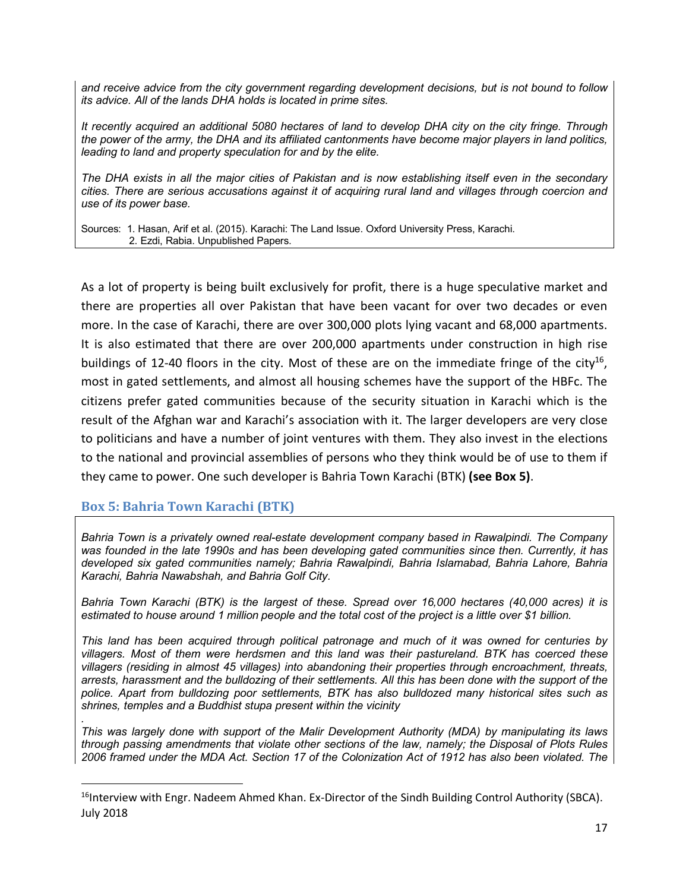*and receive advice from the city government regarding development decisions, but is not bound to follow its advice. All of the lands DHA holds is located in prime sites.*

*It recently acquired an additional 5080 hectares of land to develop DHA city on the city fringe. Through the power of the army, the DHA and its affiliated cantonments have become major players in land politics, leading to land and property speculation for and by the elite.*

*The DHA exists in all the major cities of Pakistan and is now establishing itself even in the secondary cities. There are serious accusations against it of acquiring rural land and villages through coercion and use of its power base.*

Sources: 1. Hasan, Arif et al. (2015). Karachi: The Land Issue. Oxford University Press, Karachi.
2. Ezdi, Rabia. Unpublished Papers.

As a lot of property is being built exclusively for profit, there is a huge speculative market and there are properties all over Pakistan that have been vacant for over two decades or even more. In the case of Karachi, there are over 300,000 plots lying vacant and 68,000 apartments. It is also estimated that there are over 200,000 apartments under construction in high rise buildings of 12-40 floors in the city. Most of these are on the immediate fringe of the city[16], most in gated settlements, and almost all housing schemes have the support of the HBFc. The citizens prefer gated communities because of the security situation in Karachi which is the result of the Afghan war and Karachi's association with it. The larger developers are very close to politicians and have a number of joint ventures with them. They also invest in the elections to the national and provincial assemblies of persons who they think would be of use to them if they came to power. One such developer is Bahria Town Karachi (BTK) **(see Box 5)**.

### Box 5: Bahria Town Karachi (BTK)

*Bahria Town is a privately owned real-estate development company based in Rawalpindi. The Company was founded in the late 1990s and has been developing gated communities since then. Currently, it has developed six gated communities namely; Bahria Rawalpindi, Bahria Islamabad, Bahria Lahore, Bahria Karachi, Bahria Nawabshah, and Bahria Golf City.*

*Bahria Town Karachi (BTK) is the largest of these. Spread over 16,000 hectares (40,000 acres) it is estimated to house around 1 million people and the total cost of the project is a little over $1 billion.*

*This land has been acquired through political patronage and much of it was owned for centuries by villagers. Most of them were herdsmen and this land was their pastureland. BTK has coerced these villagers (residing in almost 45 villages) into abandoning their properties through encroachment, threats, arrests, harassment and the bulldozing of their settlements. All this has been done with the support of the police. Apart from bulldozing poor settlements, BTK has also bulldozed many historical sites such as shrines, temples and a Buddhist stupa present within the vicinity*

*This was largely done with support of the Malir Development Authority (MDA) by manipulating its laws through passing amendments that violate other sections of the law, namely; the Disposal of Plots Rules 2006 framed under the MDA Act. Section 17 of the Colonization Act of 1912 has also been violated. The*

---

[16] Interview with Engr. Nadeem Ahmed Khan. Ex-Director of the Sindh Building Control Authority (SBCA). July 2018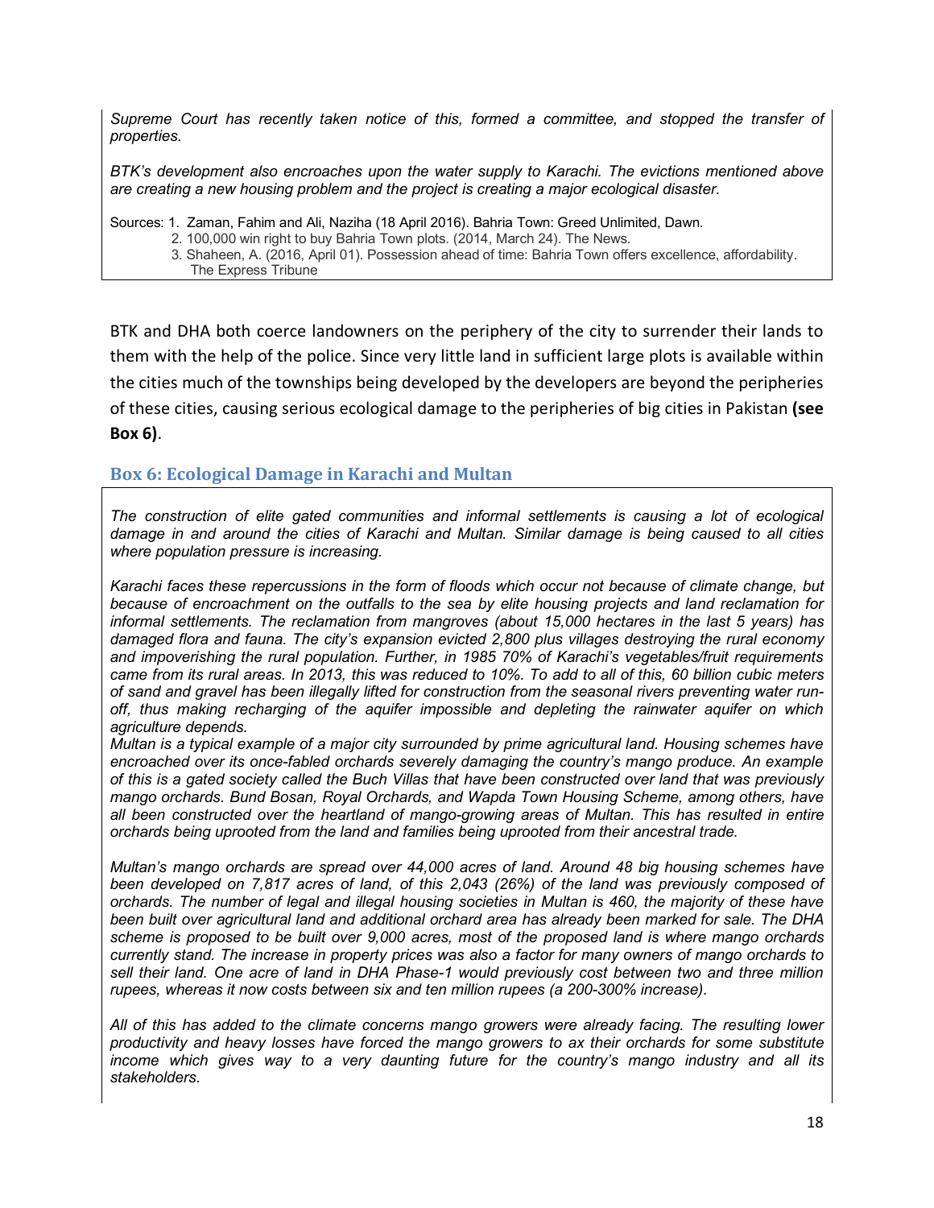*Supreme Court has recently taken notice of this, formed a committee, and stopped the transfer of properties.*

*BTK's development also encroaches upon the water supply to Karachi. The evictions mentioned above are creating a new housing problem and the project is creating a major ecological disaster.*

Sources: 1. Zaman, Fahim and Ali, Naziha (18 April 2016). Bahria Town: Greed Unlimited, Dawn.
2. 100,000 win right to buy Bahria Town plots. (2014, March 24). The News.
3. Shaheen, A. (2016, April 01). Possession ahead of time: Bahria Town offers excellence, affordability. The Express Tribune

BTK and DHA both coerce landowners on the periphery of the city to surrender their lands to them with the help of the police. Since very little land in sufficient large plots is available within the cities much of the townships being developed by the developers are beyond the peripheries of these cities, causing serious ecological damage to the peripheries of big cities in Pakistan **(see Box 6)**.

### Box 6: Ecological Damage in Karachi and Multan

*The construction of elite gated communities and informal settlements is causing a lot of ecological damage in and around the cities of Karachi and Multan. Similar damage is being caused to all cities where population pressure is increasing.*

*Karachi faces these repercussions in the form of floods which occur not because of climate change, but because of encroachment on the outfalls to the sea by elite housing projects and land reclamation for informal settlements. The reclamation from mangroves (about 15,000 hectares in the last 5 years) has damaged flora and fauna. The city's expansion evicted 2,800 plus villages destroying the rural economy and impoverishing the rural population. Further, in 1985 70% of Karachi's vegetables/fruit requirements came from its rural areas. In 2013, this was reduced to 10%. To add to all of this, 60 billion cubic meters of sand and gravel has been illegally lifted for construction from the seasonal rivers preventing water run-off, thus making recharging of the aquifer impossible and depleting the rainwater aquifer on which agriculture depends.*

*Multan is a typical example of a major city surrounded by prime agricultural land. Housing schemes have encroached over its once-fabled orchards severely damaging the country's mango produce. An example of this is a gated society called the Buch Villas that have been constructed over land that was previously mango orchards. Bund Bosan, Royal Orchards, and Wapda Town Housing Scheme, among others, have all been constructed over the heartland of mango-growing areas of Multan. This has resulted in entire orchards being uprooted from the land and families being uprooted from their ancestral trade.*

*Multan's mango orchards are spread over 44,000 acres of land. Around 48 big housing schemes have been developed on 7,817 acres of land, of this 2,043 (26%) of the land was previously composed of orchards. The number of legal and illegal housing societies in Multan is 460, the majority of these have been built over agricultural land and additional orchard area has already been marked for sale. The DHA scheme is proposed to be built over 9,000 acres, most of the proposed land is where mango orchards currently stand. The increase in property prices was also a factor for many owners of mango orchards to sell their land. One acre of land in DHA Phase-1 would previously cost between two and three million rupees, whereas it now costs between six and ten million rupees (a 200-300% increase).*

*All of this has added to the climate concerns mango growers were already facing. The resulting lower productivity and heavy losses have forced the mango growers to ax their orchards for some substitute income which gives way to a very daunting future for the country's mango industry and all its stakeholders.*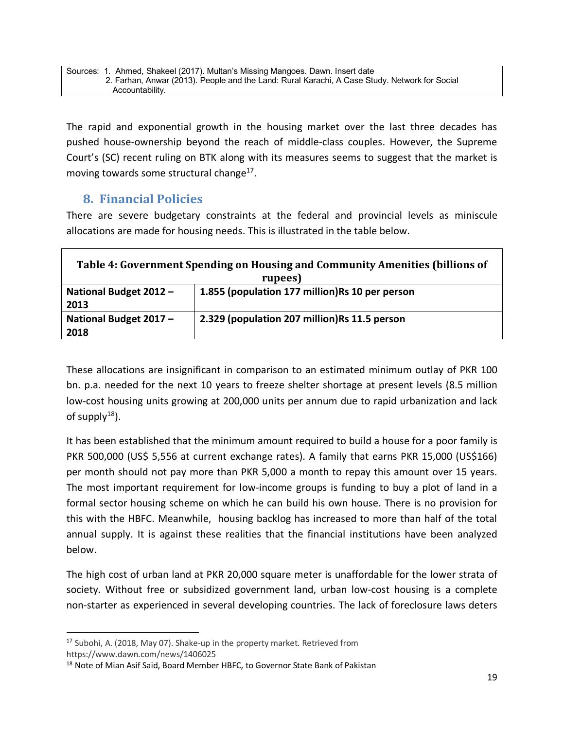Sources: 1. Ahmed, Shakeel (2017). Multan's Missing Mangoes. Dawn. Insert date
2. Farhan, Anwar (2013). People and the Land: Rural Karachi, A Case Study. Network for Social Accountability.

The rapid and exponential growth in the housing market over the last three decades has pushed house-ownership beyond the reach of middle-class couples. However, the Supreme Court's (SC) recent ruling on BTK along with its measures seems to suggest that the market is moving towards some structural change[17].

## 8. Financial Policies

There are severe budgetary constraints at the federal and provincial levels as miniscule allocations are made for housing needs. This is illustrated in the table below.

| Table 4: Government Spending on Housing and Community Amenities (billions of rupees) | |
|---|---|
| **National Budget 2012 – 2013** | **1.855 (population 177 million)Rs 10 per person** |
| **National Budget 2017 – 2018** | **2.329 (population 207 million)Rs 11.5 person** |

These allocations are insignificant in comparison to an estimated minimum outlay of PKR 100 bn. p.a. needed for the next 10 years to freeze shelter shortage at present levels (8.5 million low-cost housing units growing at 200,000 units per annum due to rapid urbanization and lack of supply[18]).

It has been established that the minimum amount required to build a house for a poor family is PKR 500,000 (US$ 5,556 at current exchange rates). A family that earns PKR 15,000 (US$166) per month should not pay more than PKR 5,000 a month to repay this amount over 15 years. The most important requirement for low-income groups is funding to buy a plot of land in a formal sector housing scheme on which he can build his own house. There is no provision for this with the HBFC. Meanwhile, housing backlog has increased to more than half of the total annual supply. It is against these realities that the financial institutions have been analyzed below.

The high cost of urban land at PKR 20,000 square meter is unaffordable for the lower strata of society. Without free or subsidized government land, urban low-cost housing is a complete non-starter as experienced in several developing countries. The lack of foreclosure laws deters

---

[17] Subohi, A. (2018, May 07). Shake-up in the property market. Retrieved from https://www.dawn.com/news/1406025

[18] Note of Mian Asif Said, Board Member HBFC, to Governor State Bank of Pakistan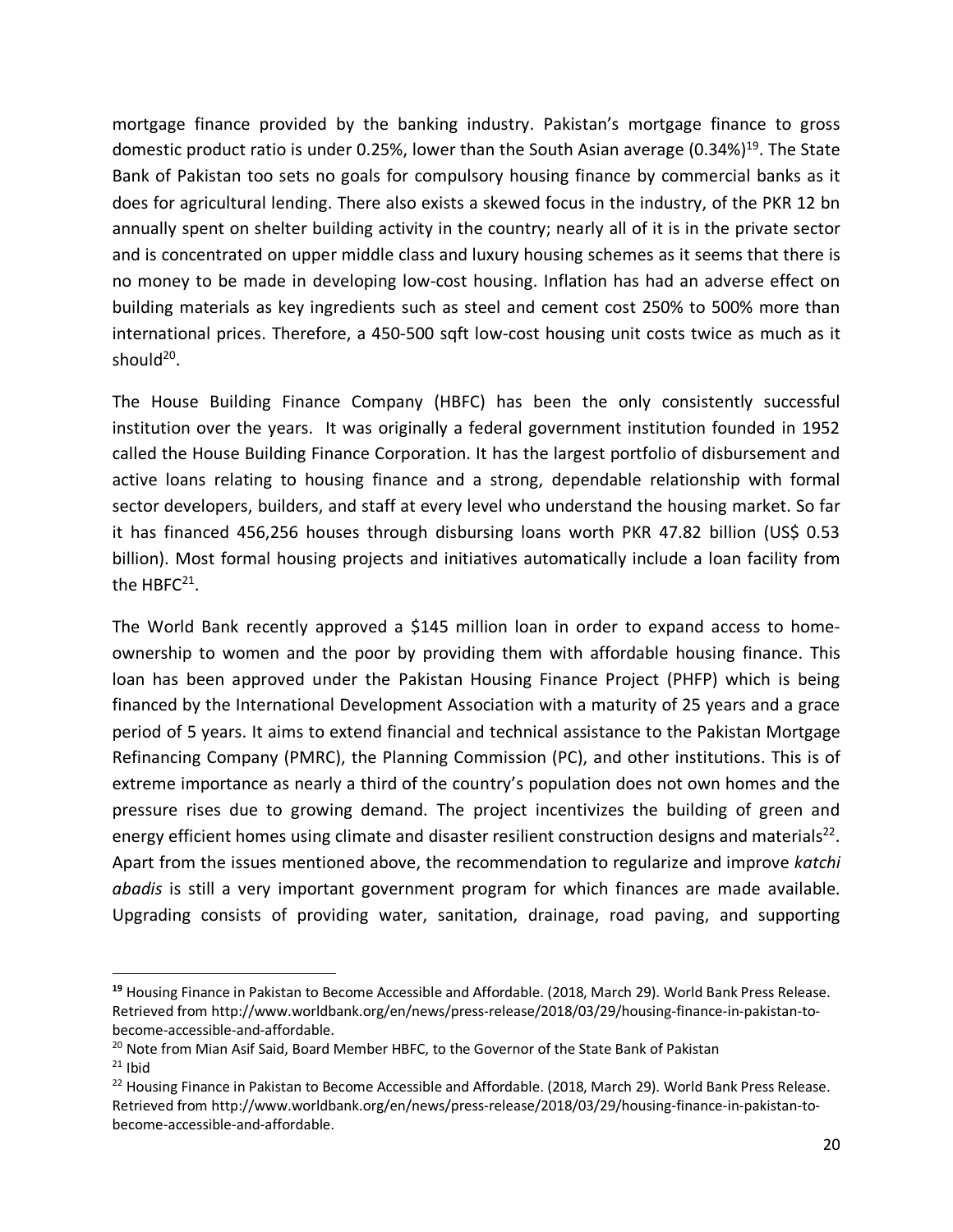mortgage finance provided by the banking industry. Pakistan's mortgage finance to gross domestic product ratio is under 0.25%, lower than the South Asian average (0.34%)[19]. The State Bank of Pakistan too sets no goals for compulsory housing finance by commercial banks as it does for agricultural lending. There also exists a skewed focus in the industry, of the PKR 12 bn annually spent on shelter building activity in the country; nearly all of it is in the private sector and is concentrated on upper middle class and luxury housing schemes as it seems that there is no money to be made in developing low-cost housing. Inflation has had an adverse effect on building materials as key ingredients such as steel and cement cost 250% to 500% more than international prices. Therefore, a 450-500 sqft low-cost housing unit costs twice as much as it should[20].

The House Building Finance Company (HBFC) has been the only consistently successful institution over the years. It was originally a federal government institution founded in 1952 called the House Building Finance Corporation. It has the largest portfolio of disbursement and active loans relating to housing finance and a strong, dependable relationship with formal sector developers, builders, and staff at every level who understand the housing market. So far it has financed 456,256 houses through disbursing loans worth PKR 47.82 billion (US$ 0.53 billion). Most formal housing projects and initiatives automatically include a loan facility from the HBFC[21].

The World Bank recently approved a $145 million loan in order to expand access to home-ownership to women and the poor by providing them with affordable housing finance. This loan has been approved under the Pakistan Housing Finance Project (PHFP) which is being financed by the International Development Association with a maturity of 25 years and a grace period of 5 years. It aims to extend financial and technical assistance to the Pakistan Mortgage Refinancing Company (PMRC), the Planning Commission (PC), and other institutions. This is of extreme importance as nearly a third of the country's population does not own homes and the pressure rises due to growing demand. The project incentivizes the building of green and energy efficient homes using climate and disaster resilient construction designs and materials[22]. Apart from the issues mentioned above, the recommendation to regularize and improve *katchi abadis* is still a very important government program for which finances are made available. Upgrading consists of providing water, sanitation, drainage, road paving, and supporting

---

[19] Housing Finance in Pakistan to Become Accessible and Affordable. (2018, March 29). World Bank Press Release. Retrieved from http://www.worldbank.org/en/news/press-release/2018/03/29/housing-finance-in-pakistan-to-become-accessible-and-affordable.

[20] Note from Mian Asif Said, Board Member HBFC, to the Governor of the State Bank of Pakistan

[21] Ibid

[22] Housing Finance in Pakistan to Become Accessible and Affordable. (2018, March 29). World Bank Press Release. Retrieved from http://www.worldbank.org/en/news/press-release/2018/03/29/housing-finance-in-pakistan-to-become-accessible-and-affordable.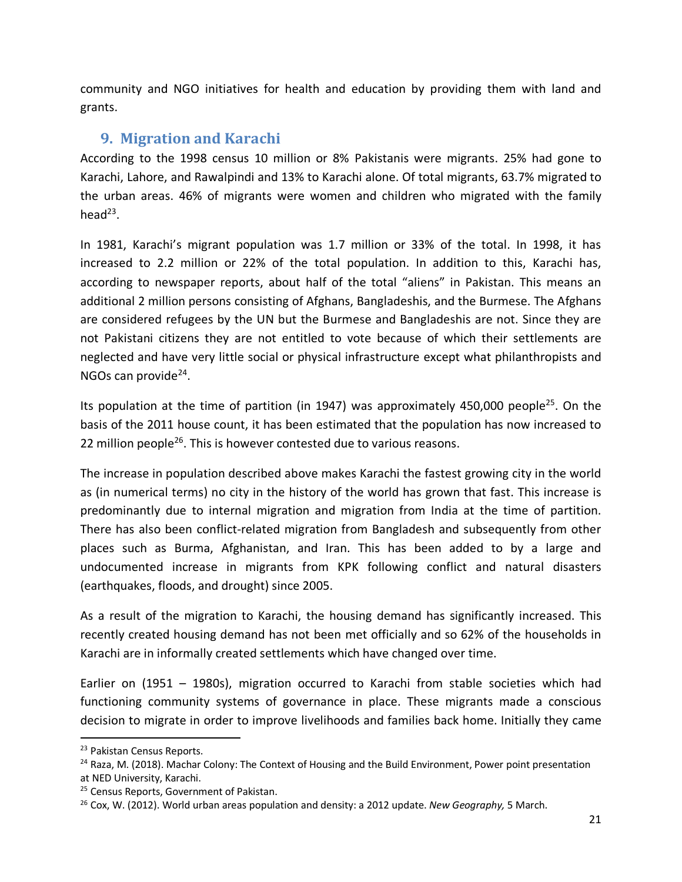community and NGO initiatives for health and education by providing them with land and grants.

## 9. Migration and Karachi

According to the 1998 census 10 million or 8% Pakistanis were migrants. 25% had gone to Karachi, Lahore, and Rawalpindi and 13% to Karachi alone. Of total migrants, 63.7% migrated to the urban areas. 46% of migrants were women and children who migrated with the family head[23].

In 1981, Karachi's migrant population was 1.7 million or 33% of the total. In 1998, it has increased to 2.2 million or 22% of the total population. In addition to this, Karachi has, according to newspaper reports, about half of the total "aliens" in Pakistan. This means an additional 2 million persons consisting of Afghans, Bangladeshis, and the Burmese. The Afghans are considered refugees by the UN but the Burmese and Bangladeshis are not. Since they are not Pakistani citizens they are not entitled to vote because of which their settlements are neglected and have very little social or physical infrastructure except what philanthropists and NGOs can provide[24].

Its population at the time of partition (in 1947) was approximately 450,000 people[25]. On the basis of the 2011 house count, it has been estimated that the population has now increased to 22 million people[26]. This is however contested due to various reasons.

The increase in population described above makes Karachi the fastest growing city in the world as (in numerical terms) no city in the history of the world has grown that fast. This increase is predominantly due to internal migration and migration from India at the time of partition. There has also been conflict-related migration from Bangladesh and subsequently from other places such as Burma, Afghanistan, and Iran. This has been added to by a large and undocumented increase in migrants from KPK following conflict and natural disasters (earthquakes, floods, and drought) since 2005.

As a result of the migration to Karachi, the housing demand has significantly increased. This recently created housing demand has not been met officially and so 62% of the households in Karachi are in informally created settlements which have changed over time.

Earlier on (1951 – 1980s), migration occurred to Karachi from stable societies which had functioning community systems of governance in place. These migrants made a conscious decision to migrate in order to improve livelihoods and families back home. Initially they came

---

[23] Pakistan Census Reports.

[24] Raza, M. (2018). Machar Colony: The Context of Housing and the Build Environment, Power point presentation at NED University, Karachi.

[25] Census Reports, Government of Pakistan.

[26] Cox, W. (2012). World urban areas population and density: a 2012 update. *New Geography,* 5 March.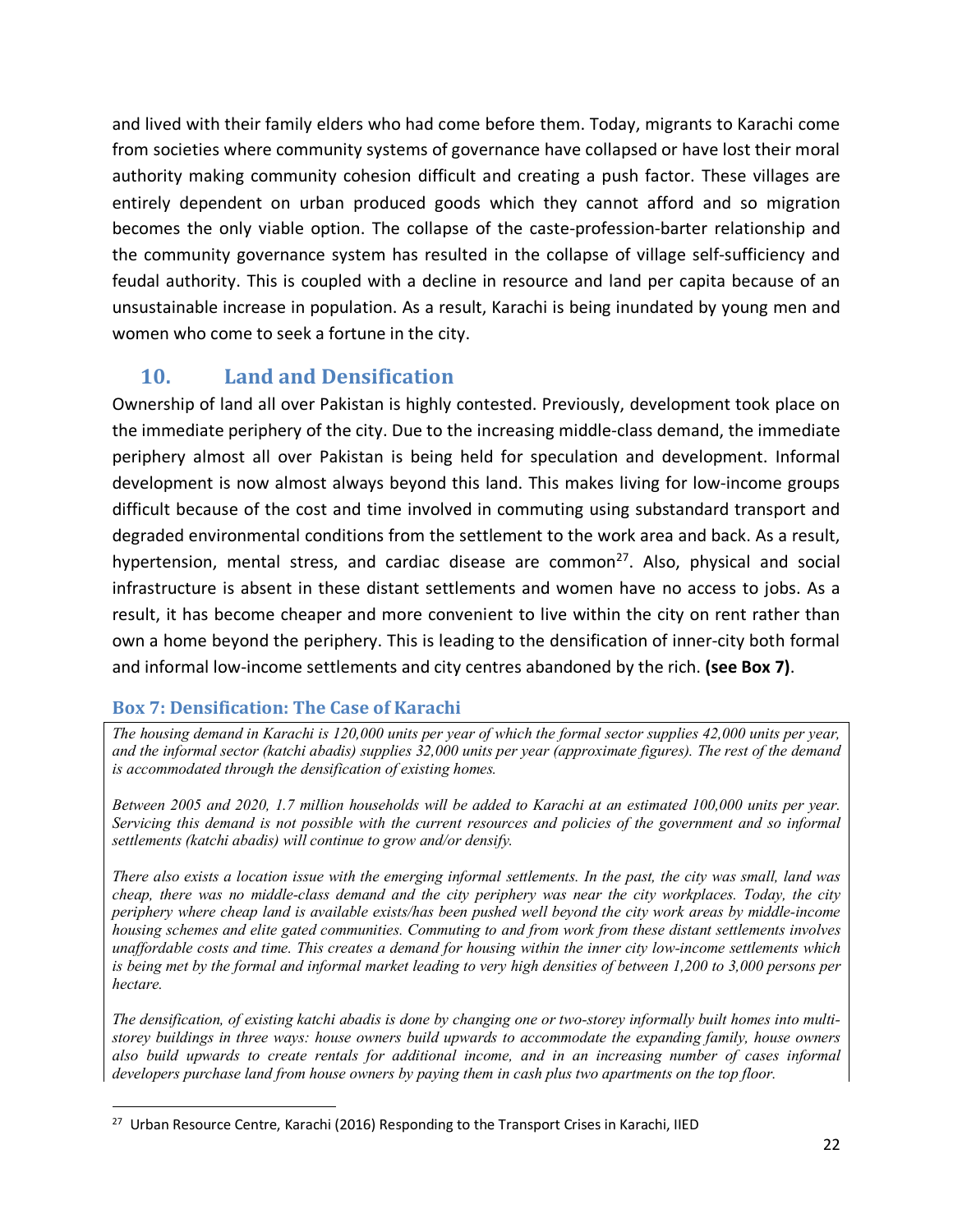and lived with their family elders who had come before them. Today, migrants to Karachi come from societies where community systems of governance have collapsed or have lost their moral authority making community cohesion difficult and creating a push factor. These villages are entirely dependent on urban produced goods which they cannot afford and so migration becomes the only viable option. The collapse of the caste-profession-barter relationship and the community governance system has resulted in the collapse of village self-sufficiency and feudal authority. This is coupled with a decline in resource and land per capita because of an unsustainable increase in population. As a result, Karachi is being inundated by young men and women who come to seek a fortune in the city.

## 10. Land and Densification

Ownership of land all over Pakistan is highly contested. Previously, development took place on the immediate periphery of the city. Due to the increasing middle-class demand, the immediate periphery almost all over Pakistan is being held for speculation and development. Informal development is now almost always beyond this land. This makes living for low-income groups difficult because of the cost and time involved in commuting using substandard transport and degraded environmental conditions from the settlement to the work area and back. As a result, hypertension, mental stress, and cardiac disease are common[27]. Also, physical and social infrastructure is absent in these distant settlements and women have no access to jobs. As a result, it has become cheaper and more convenient to live within the city on rent rather than own a home beyond the periphery. This is leading to the densification of inner-city both formal and informal low-income settlements and city centres abandoned by the rich. **(see Box 7)**.

### Box 7: Densification: The Case of Karachi

*The housing demand in Karachi is 120,000 units per year of which the formal sector supplies 42,000 units per year, and the informal sector (katchi abadis) supplies 32,000 units per year (approximate figures). The rest of the demand is accommodated through the densification of existing homes.*

*Between 2005 and 2020, 1.7 million households will be added to Karachi at an estimated 100,000 units per year. Servicing this demand is not possible with the current resources and policies of the government and so informal settlements (katchi abadis) will continue to grow and/or densify.*

*There also exists a location issue with the emerging informal settlements. In the past, the city was small, land was cheap, there was no middle-class demand and the city periphery was near the city workplaces. Today, the city periphery where cheap land is available exists/has been pushed well beyond the city work areas by middle-income housing schemes and elite gated communities. Commuting to and from work from these distant settlements involves unaffordable costs and time. This creates a demand for housing within the inner city low-income settlements which is being met by the formal and informal market leading to very high densities of between 1,200 to 3,000 persons per hectare.*

*The densification, of existing katchi abadis is done by changing one or two-storey informally built homes into multi-storey buildings in three ways: house owners build upwards to accommodate the expanding family, house owners also build upwards to create rentals for additional income, and in an increasing number of cases informal developers purchase land from house owners by paying them in cash plus two apartments on the top floor.*

---

[27] Urban Resource Centre, Karachi (2016) Responding to the Transport Crises in Karachi, IIED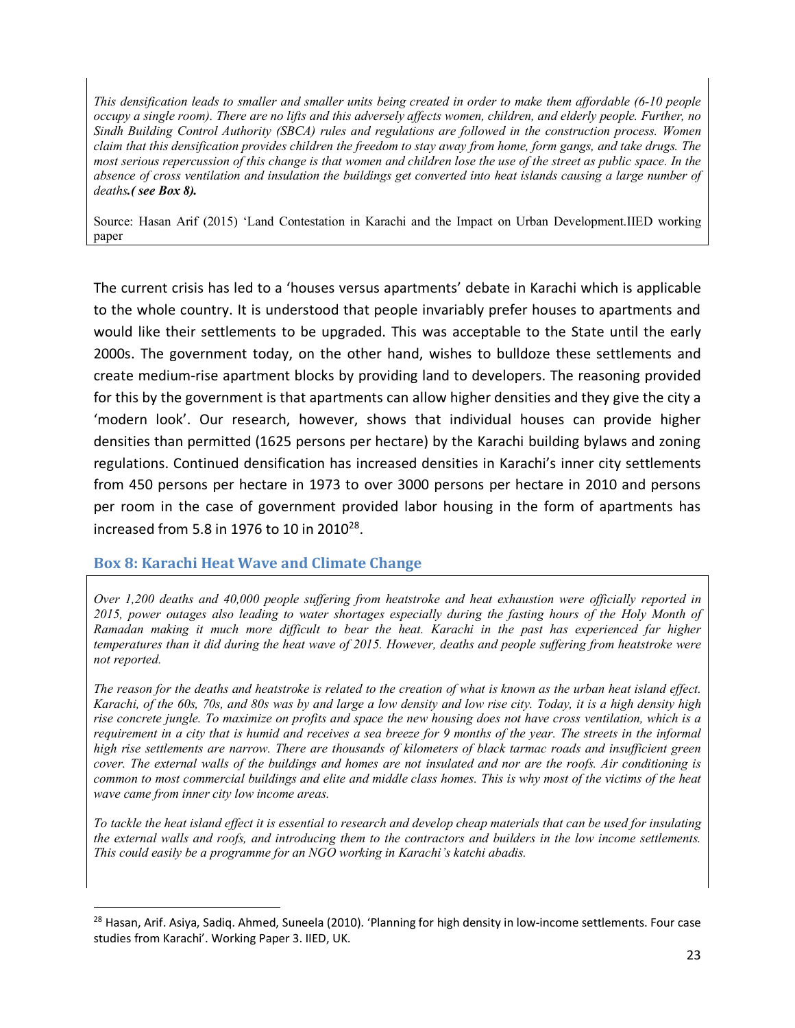*This densification leads to smaller and smaller units being created in order to make them affordable (6-10 people occupy a single room). There are no lifts and this adversely affects women, children, and elderly people. Further, no Sindh Building Control Authority (SBCA) rules and regulations are followed in the construction process. Women claim that this densification provides children the freedom to stay away from home, form gangs, and take drugs. The most serious repercussion of this change is that women and children lose the use of the street as public space. In the absence of cross ventilation and insulation the buildings get converted into heat islands causing a large number of deaths.* ***( see Box 8).***

Source: Hasan Arif (2015) 'Land Contestation in Karachi and the Impact on Urban Development.IIED working paper

The current crisis has led to a 'houses versus apartments' debate in Karachi which is applicable to the whole country. It is understood that people invariably prefer houses to apartments and would like their settlements to be upgraded. This was acceptable to the State until the early 2000s. The government today, on the other hand, wishes to bulldoze these settlements and create medium-rise apartment blocks by providing land to developers. The reasoning provided for this by the government is that apartments can allow higher densities and they give the city a 'modern look'. Our research, however, shows that individual houses can provide higher densities than permitted (1625 persons per hectare) by the Karachi building bylaws and zoning regulations. Continued densification has increased densities in Karachi's inner city settlements from 450 persons per hectare in 1973 to over 3000 persons per hectare in 2010 and persons per room in the case of government provided labor housing in the form of apartments has increased from 5.8 in 1976 to 10 in 2010[28].

### Box 8: Karachi Heat Wave and Climate Change

*Over 1,200 deaths and 40,000 people suffering from heatstroke and heat exhaustion were officially reported in 2015, power outages also leading to water shortages especially during the fasting hours of the Holy Month of Ramadan making it much more difficult to bear the heat. Karachi in the past has experienced far higher temperatures than it did during the heat wave of 2015. However, deaths and people suffering from heatstroke were not reported.*

*The reason for the deaths and heatstroke is related to the creation of what is known as the urban heat island effect. Karachi, of the 60s, 70s, and 80s was by and large a low density and low rise city. Today, it is a high density high rise concrete jungle. To maximize on profits and space the new housing does not have cross ventilation, which is a requirement in a city that is humid and receives a sea breeze for 9 months of the year. The streets in the informal high rise settlements are narrow. There are thousands of kilometers of black tarmac roads and insufficient green cover. The external walls of the buildings and homes are not insulated and nor are the roofs. Air conditioning is common to most commercial buildings and elite and middle class homes. This is why most of the victims of the heat wave came from inner city low income areas.*

*To tackle the heat island effect it is essential to research and develop cheap materials that can be used for insulating the external walls and roofs, and introducing them to the contractors and builders in the low income settlements. This could easily be a programme for an NGO working in Karachi's katchi abadis.*

---

[28] Hasan, Arif. Asiya, Sadiq. Ahmed, Suneela (2010). 'Planning for high density in low-income settlements. Four case studies from Karachi'. Working Paper 3. IIED, UK.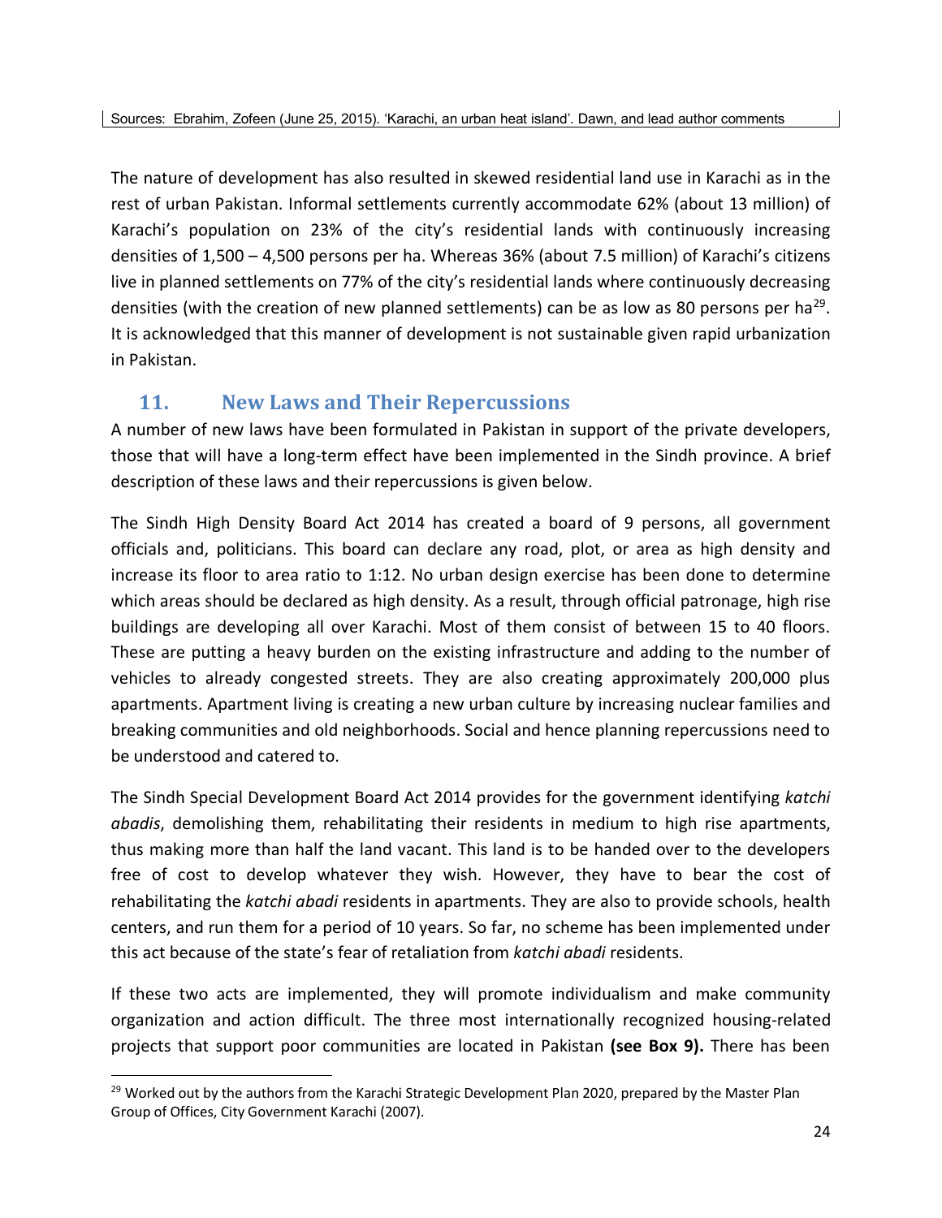Sources: Ebrahim, Zofeen (June 25, 2015). 'Karachi, an urban heat island'. Dawn, and lead author comments

The nature of development has also resulted in skewed residential land use in Karachi as in the rest of urban Pakistan. Informal settlements currently accommodate 62% (about 13 million) of Karachi's population on 23% of the city's residential lands with continuously increasing densities of 1,500 – 4,500 persons per ha. Whereas 36% (about 7.5 million) of Karachi's citizens live in planned settlements on 77% of the city's residential lands where continuously decreasing densities (with the creation of new planned settlements) can be as low as 80 persons per ha[29]. It is acknowledged that this manner of development is not sustainable given rapid urbanization in Pakistan.

## 11. New Laws and Their Repercussions

A number of new laws have been formulated in Pakistan in support of the private developers, those that will have a long-term effect have been implemented in the Sindh province. A brief description of these laws and their repercussions is given below.

The Sindh High Density Board Act 2014 has created a board of 9 persons, all government officials and, politicians. This board can declare any road, plot, or area as high density and increase its floor to area ratio to 1:12. No urban design exercise has been done to determine which areas should be declared as high density. As a result, through official patronage, high rise buildings are developing all over Karachi. Most of them consist of between 15 to 40 floors. These are putting a heavy burden on the existing infrastructure and adding to the number of vehicles to already congested streets. They are also creating approximately 200,000 plus apartments. Apartment living is creating a new urban culture by increasing nuclear families and breaking communities and old neighborhoods. Social and hence planning repercussions need to be understood and catered to.

The Sindh Special Development Board Act 2014 provides for the government identifying *katchi abadis*, demolishing them, rehabilitating their residents in medium to high rise apartments, thus making more than half the land vacant. This land is to be handed over to the developers free of cost to develop whatever they wish. However, they have to bear the cost of rehabilitating the *katchi abadi* residents in apartments. They are also to provide schools, health centers, and run them for a period of 10 years. So far, no scheme has been implemented under this act because of the state's fear of retaliation from *katchi abadi* residents.

If these two acts are implemented, they will promote individualism and make community organization and action difficult. The three most internationally recognized housing-related projects that support poor communities are located in Pakistan **(see Box 9).** There has been

[29] Worked out by the authors from the Karachi Strategic Development Plan 2020, prepared by the Master Plan Group of Offices, City Government Karachi (2007).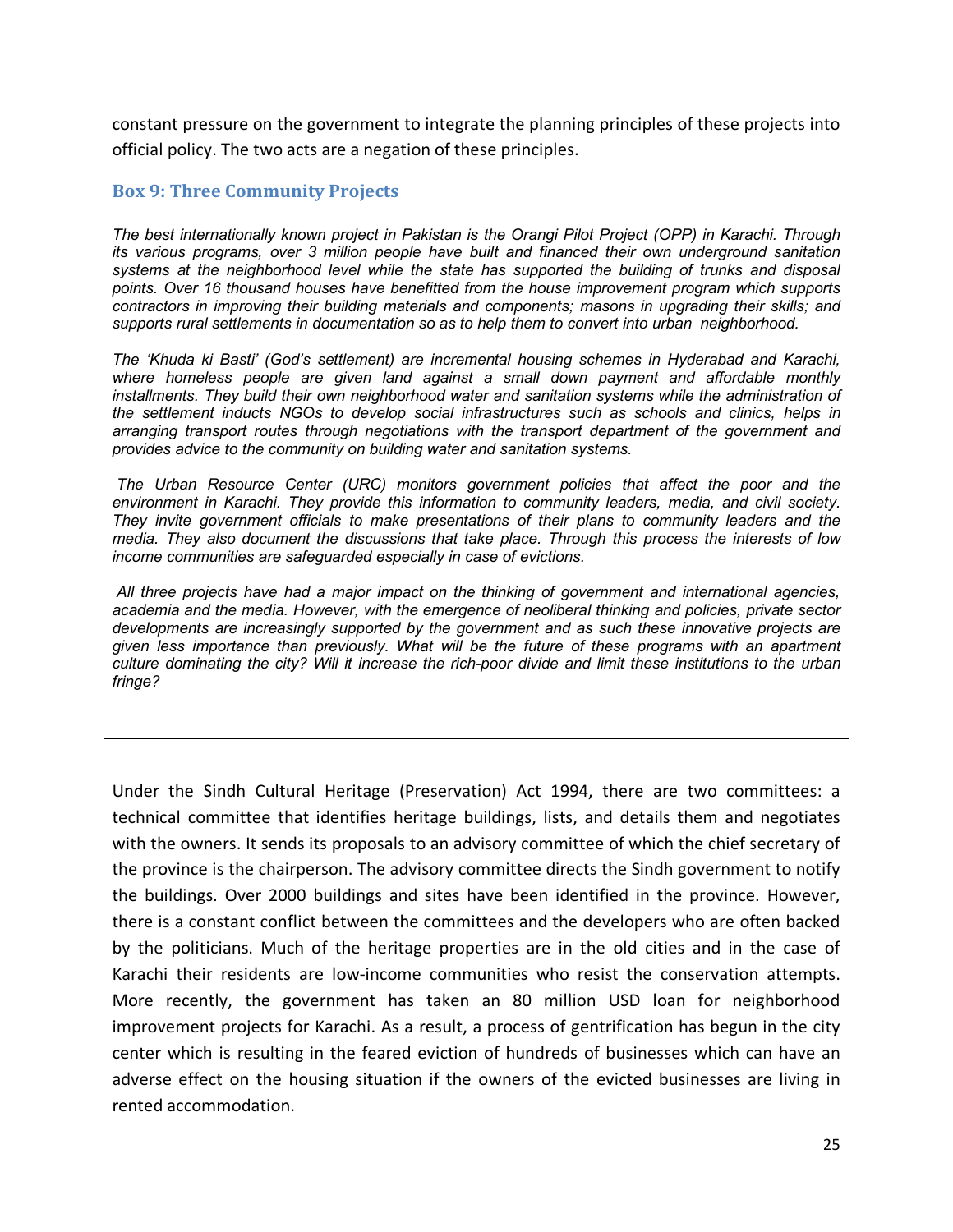constant pressure on the government to integrate the planning principles of these projects into official policy. The two acts are a negation of these principles.

### Box 9: Three Community Projects

*The best internationally known project in Pakistan is the Orangi Pilot Project (OPP) in Karachi. Through its various programs, over 3 million people have built and financed their own underground sanitation systems at the neighborhood level while the state has supported the building of trunks and disposal points. Over 16 thousand houses have benefitted from the house improvement program which supports contractors in improving their building materials and components; masons in upgrading their skills; and supports rural settlements in documentation so as to help them to convert into urban neighborhood.*

*The 'Khuda ki Basti' (God's settlement) are incremental housing schemes in Hyderabad and Karachi, where homeless people are given land against a small down payment and affordable monthly installments. They build their own neighborhood water and sanitation systems while the administration of the settlement inducts NGOs to develop social infrastructures such as schools and clinics, helps in arranging transport routes through negotiations with the transport department of the government and provides advice to the community on building water and sanitation systems.*

*The Urban Resource Center (URC) monitors government policies that affect the poor and the environment in Karachi. They provide this information to community leaders, media, and civil society. They invite government officials to make presentations of their plans to community leaders and the media. They also document the discussions that take place. Through this process the interests of low income communities are safeguarded especially in case of evictions.*

*All three projects have had a major impact on the thinking of government and international agencies, academia and the media. However, with the emergence of neoliberal thinking and policies, private sector developments are increasingly supported by the government and as such these innovative projects are given less importance than previously. What will be the future of these programs with an apartment culture dominating the city? Will it increase the rich-poor divide and limit these institutions to the urban fringe?*

Under the Sindh Cultural Heritage (Preservation) Act 1994, there are two committees: a technical committee that identifies heritage buildings, lists, and details them and negotiates with the owners. It sends its proposals to an advisory committee of which the chief secretary of the province is the chairperson. The advisory committee directs the Sindh government to notify the buildings. Over 2000 buildings and sites have been identified in the province. However, there is a constant conflict between the committees and the developers who are often backed by the politicians. Much of the heritage properties are in the old cities and in the case of Karachi their residents are low-income communities who resist the conservation attempts. More recently, the government has taken an 80 million USD loan for neighborhood improvement projects for Karachi. As a result, a process of gentrification has begun in the city center which is resulting in the feared eviction of hundreds of businesses which can have an adverse effect on the housing situation if the owners of the evicted businesses are living in rented accommodation.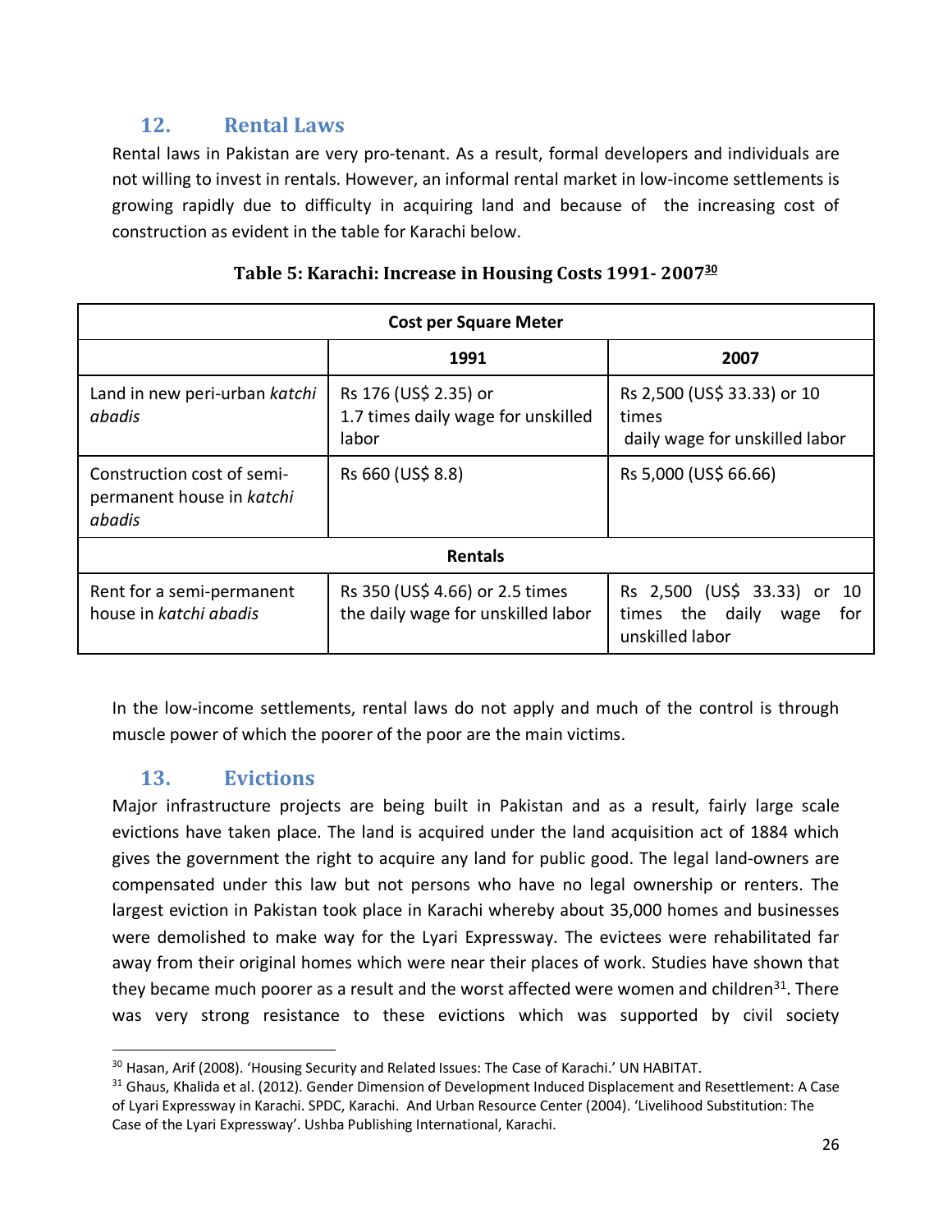## 12. Rental Laws

Rental laws in Pakistan are very pro-tenant. As a result, formal developers and individuals are not willing to invest in rentals. However, an informal rental market in low-income settlements is growing rapidly due to difficulty in acquiring land and because of the increasing cost of construction as evident in the table for Karachi below.

**Table 5: Karachi: Increase in Housing Costs 1991- 2007[30]**

| Cost per Square Meter | | |
|---|---|---|
| | **1991** | **2007** |
| Land in new peri-urban *katchi abadis* | Rs 176 (US$ 2.35) or 1.7 times daily wage for unskilled labor | Rs 2,500 (US$ 33.33) or 10 times daily wage for unskilled labor |
| Construction cost of semi-permanent house in *katchi abadis* | Rs 660 (US$ 8.8) | Rs 5,000 (US$ 66.66) |
| **Rentals** | | |
| Rent for a semi-permanent house in *katchi abadis* | Rs 350 (US$ 4.66) or 2.5 times the daily wage for unskilled labor | Rs 2,500 (US$ 33.33) or 10 times the daily wage for unskilled labor |

In the low-income settlements, rental laws do not apply and much of the control is through muscle power of which the poorer of the poor are the main victims.

## 13. Evictions

Major infrastructure projects are being built in Pakistan and as a result, fairly large scale evictions have taken place. The land is acquired under the land acquisition act of 1884 which gives the government the right to acquire any land for public good. The legal land-owners are compensated under this law but not persons who have no legal ownership or renters. The largest eviction in Pakistan took place in Karachi whereby about 35,000 homes and businesses were demolished to make way for the Lyari Expressway. The evictees were rehabilitated far away from their original homes which were near their places of work. Studies have shown that they became much poorer as a result and the worst affected were women and children[31]. There was very strong resistance to these evictions which was supported by civil society

---

[30] Hasan, Arif (2008). 'Housing Security and Related Issues: The Case of Karachi.' UN HABITAT.

[31] Ghaus, Khalida et al. (2012). Gender Dimension of Development Induced Displacement and Resettlement: A Case of Lyari Expressway in Karachi. SPDC, Karachi. And Urban Resource Center (2004). 'Livelihood Substitution: The Case of the Lyari Expressway'. Ushba Publishing International, Karachi.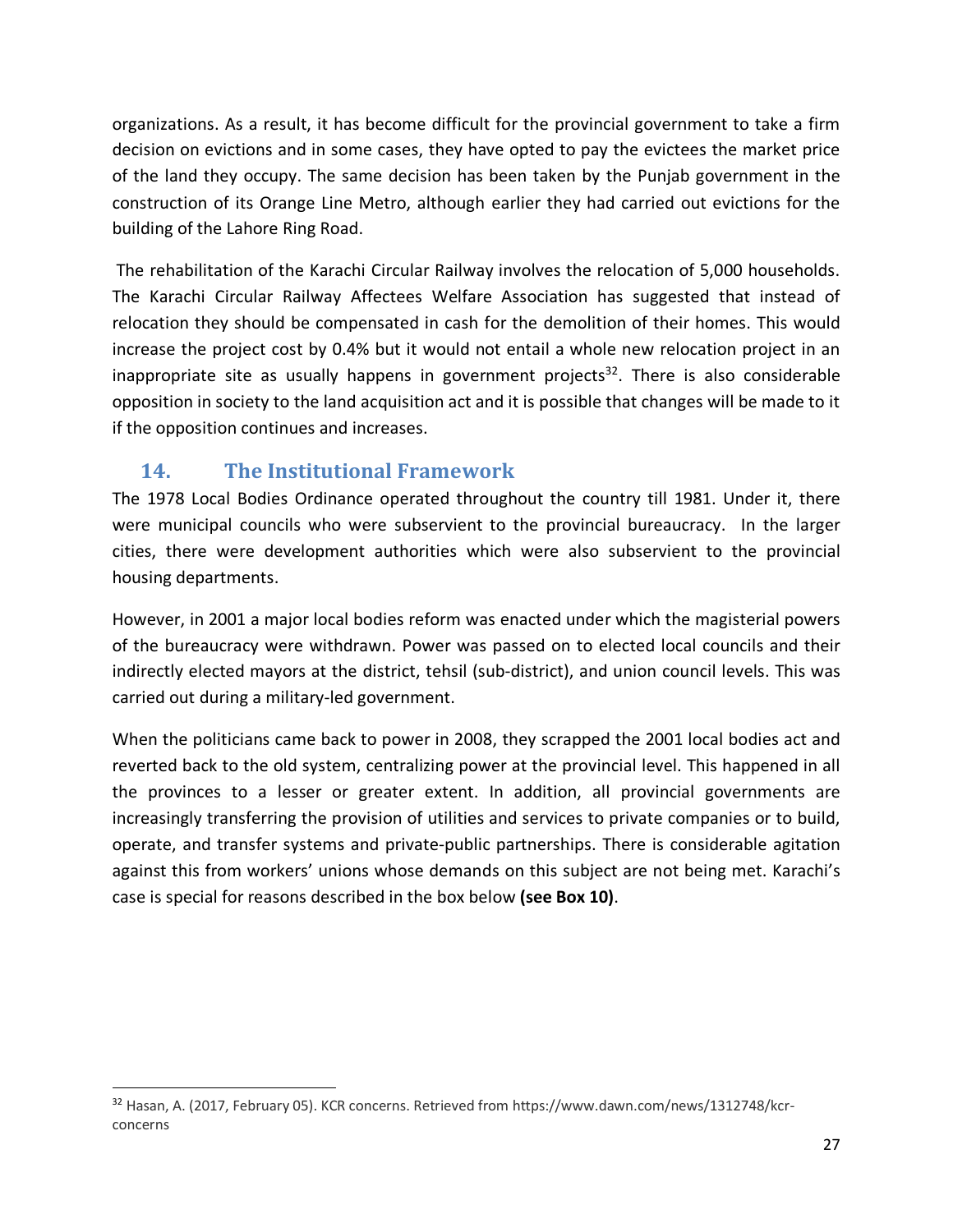organizations. As a result, it has become difficult for the provincial government to take a firm decision on evictions and in some cases, they have opted to pay the evictees the market price of the land they occupy. The same decision has been taken by the Punjab government in the construction of its Orange Line Metro, although earlier they had carried out evictions for the building of the Lahore Ring Road.

The rehabilitation of the Karachi Circular Railway involves the relocation of 5,000 households. The Karachi Circular Railway Affectees Welfare Association has suggested that instead of relocation they should be compensated in cash for the demolition of their homes. This would increase the project cost by 0.4% but it would not entail a whole new relocation project in an inappropriate site as usually happens in government projects[32]. There is also considerable opposition in society to the land acquisition act and it is possible that changes will be made to it if the opposition continues and increases.

## 14. The Institutional Framework

The 1978 Local Bodies Ordinance operated throughout the country till 1981. Under it, there were municipal councils who were subservient to the provincial bureaucracy. In the larger cities, there were development authorities which were also subservient to the provincial housing departments.

However, in 2001 a major local bodies reform was enacted under which the magisterial powers of the bureaucracy were withdrawn. Power was passed on to elected local councils and their indirectly elected mayors at the district, tehsil (sub-district), and union council levels. This was carried out during a military-led government.

When the politicians came back to power in 2008, they scrapped the 2001 local bodies act and reverted back to the old system, centralizing power at the provincial level. This happened in all the provinces to a lesser or greater extent. In addition, all provincial governments are increasingly transferring the provision of utilities and services to private companies or to build, operate, and transfer systems and private-public partnerships. There is considerable agitation against this from workers' unions whose demands on this subject are not being met. Karachi's case is special for reasons described in the box below **(see Box 10)**.

---

[32] Hasan, A. (2017, February 05). KCR concerns. Retrieved from https://www.dawn.com/news/1312748/kcr-concerns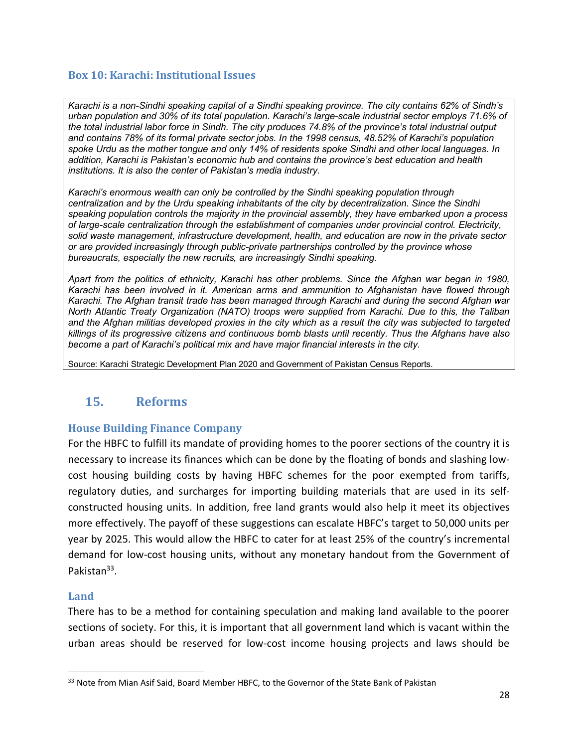### Box 10: Karachi: Institutional Issues

*Karachi is a non-Sindhi speaking capital of a Sindhi speaking province. The city contains 62% of Sindh's urban population and 30% of its total population. Karachi's large-scale industrial sector employs 71.6% of the total industrial labor force in Sindh. The city produces 74.8% of the province's total industrial output and contains 78% of its formal private sector jobs. In the 1998 census, 48.52% of Karachi's population spoke Urdu as the mother tongue and only 14% of residents spoke Sindhi and other local languages. In addition, Karachi is Pakistan's economic hub and contains the province's best education and health institutions. It is also the center of Pakistan's media industry.*

*Karachi's enormous wealth can only be controlled by the Sindhi speaking population through centralization and by the Urdu speaking inhabitants of the city by decentralization. Since the Sindhi speaking population controls the majority in the provincial assembly, they have embarked upon a process of large-scale centralization through the establishment of companies under provincial control. Electricity, solid waste management, infrastructure development, health, and education are now in the private sector or are provided increasingly through public-private partnerships controlled by the province whose bureaucrats, especially the new recruits, are increasingly Sindhi speaking.*

*Apart from the politics of ethnicity, Karachi has other problems. Since the Afghan war began in 1980, Karachi has been involved in it. American arms and ammunition to Afghanistan have flowed through Karachi. The Afghan transit trade has been managed through Karachi and during the second Afghan war North Atlantic Treaty Organization (NATO) troops were supplied from Karachi. Due to this, the Taliban and the Afghan militias developed proxies in the city which as a result the city was subjected to targeted killings of its progressive citizens and continuous bomb blasts until recently. Thus the Afghans have also become a part of Karachi's political mix and have major financial interests in the city.*

Source: Karachi Strategic Development Plan 2020 and Government of Pakistan Census Reports.

## 15. Reforms

### House Building Finance Company

For the HBFC to fulfill its mandate of providing homes to the poorer sections of the country it is necessary to increase its finances which can be done by the floating of bonds and slashing low-cost housing building costs by having HBFC schemes for the poor exempted from tariffs, regulatory duties, and surcharges for importing building materials that are used in its self-constructed housing units. In addition, free land grants would also help it meet its objectives more effectively. The payoff of these suggestions can escalate HBFC's target to 50,000 units per year by 2025. This would allow the HBFC to cater for at least 25% of the country's incremental demand for low-cost housing units, without any monetary handout from the Government of Pakistan[33].

### Land

There has to be a method for containing speculation and making land available to the poorer sections of society. For this, it is important that all government land which is vacant within the urban areas should be reserved for low-cost income housing projects and laws should be

[33] Note from Mian Asif Said, Board Member HBFC, to the Governor of the State Bank of Pakistan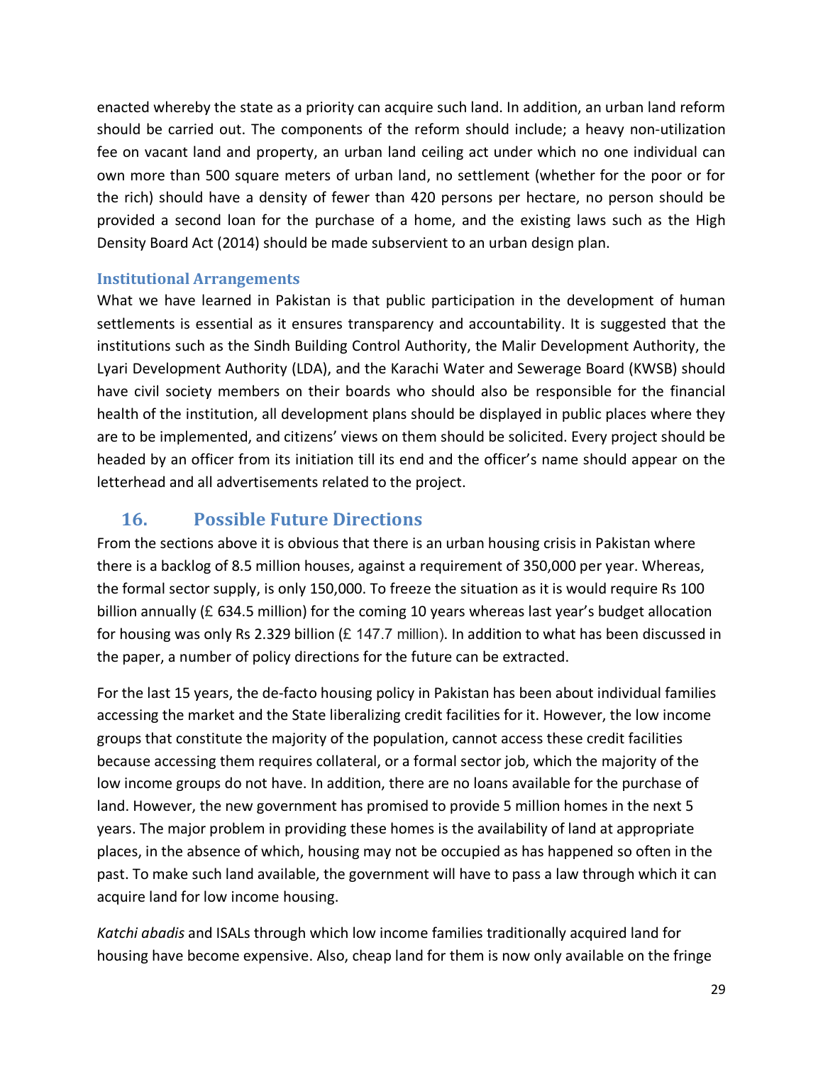enacted whereby the state as a priority can acquire such land. In addition, an urban land reform should be carried out. The components of the reform should include; a heavy non-utilization fee on vacant land and property, an urban land ceiling act under which no one individual can own more than 500 square meters of urban land, no settlement (whether for the poor or for the rich) should have a density of fewer than 420 persons per hectare, no person should be provided a second loan for the purchase of a home, and the existing laws such as the High Density Board Act (2014) should be made subservient to an urban design plan.

### Institutional Arrangements

What we have learned in Pakistan is that public participation in the development of human settlements is essential as it ensures transparency and accountability. It is suggested that the institutions such as the Sindh Building Control Authority, the Malir Development Authority, the Lyari Development Authority (LDA), and the Karachi Water and Sewerage Board (KWSB) should have civil society members on their boards who should also be responsible for the financial health of the institution, all development plans should be displayed in public places where they are to be implemented, and citizens' views on them should be solicited. Every project should be headed by an officer from its initiation till its end and the officer's name should appear on the letterhead and all advertisements related to the project.

## 16. Possible Future Directions

From the sections above it is obvious that there is an urban housing crisis in Pakistan where there is a backlog of 8.5 million houses, against a requirement of 350,000 per year. Whereas, the formal sector supply, is only 150,000. To freeze the situation as it is would require Rs 100 billion annually (£ 634.5 million) for the coming 10 years whereas last year's budget allocation for housing was only Rs 2.329 billion (£ 147.7 million). In addition to what has been discussed in the paper, a number of policy directions for the future can be extracted.

For the last 15 years, the de-facto housing policy in Pakistan has been about individual families accessing the market and the State liberalizing credit facilities for it. However, the low income groups that constitute the majority of the population, cannot access these credit facilities because accessing them requires collateral, or a formal sector job, which the majority of the low income groups do not have. In addition, there are no loans available for the purchase of land. However, the new government has promised to provide 5 million homes in the next 5 years. The major problem in providing these homes is the availability of land at appropriate places, in the absence of which, housing may not be occupied as has happened so often in the past. To make such land available, the government will have to pass a law through which it can acquire land for low income housing.

*Katchi abadis* and ISALs through which low income families traditionally acquired land for housing have become expensive. Also, cheap land for them is now only available on the fringe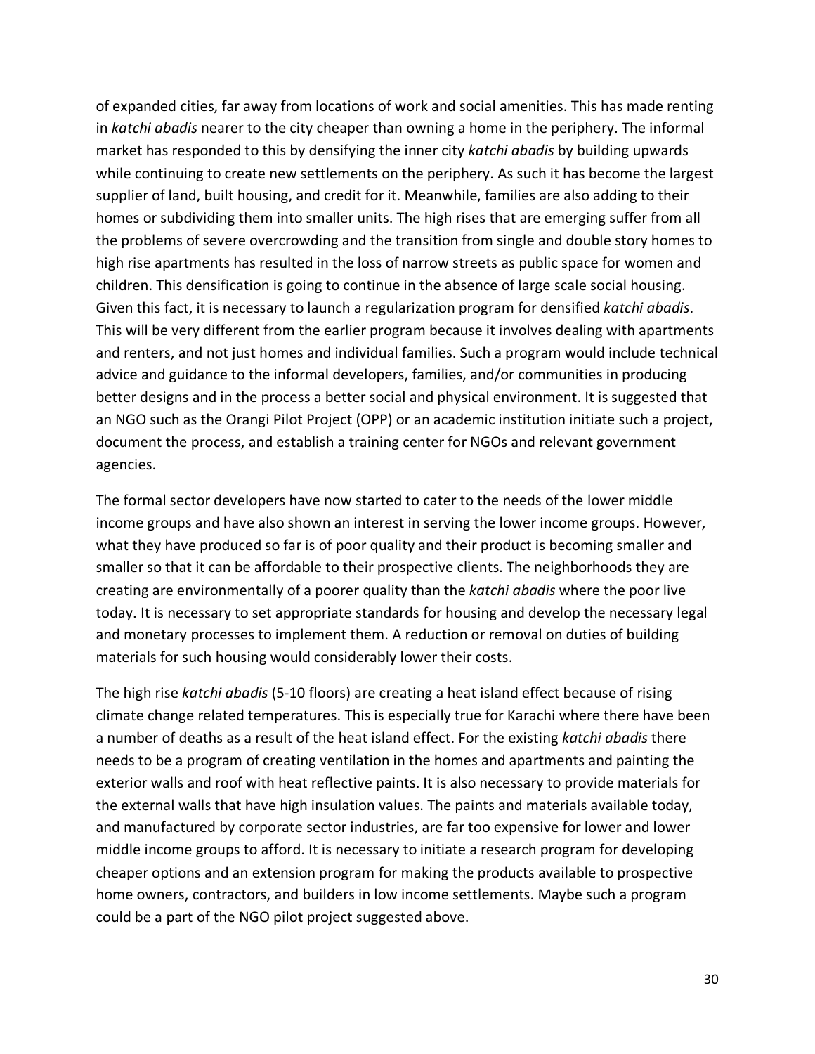of expanded cities, far away from locations of work and social amenities. This has made renting in *katchi abadis* nearer to the city cheaper than owning a home in the periphery. The informal market has responded to this by densifying the inner city *katchi abadis* by building upwards while continuing to create new settlements on the periphery. As such it has become the largest supplier of land, built housing, and credit for it. Meanwhile, families are also adding to their homes or subdividing them into smaller units. The high rises that are emerging suffer from all the problems of severe overcrowding and the transition from single and double story homes to high rise apartments has resulted in the loss of narrow streets as public space for women and children. This densification is going to continue in the absence of large scale social housing. Given this fact, it is necessary to launch a regularization program for densified *katchi abadis*. This will be very different from the earlier program because it involves dealing with apartments and renters, and not just homes and individual families. Such a program would include technical advice and guidance to the informal developers, families, and/or communities in producing better designs and in the process a better social and physical environment. It is suggested that an NGO such as the Orangi Pilot Project (OPP) or an academic institution initiate such a project, document the process, and establish a training center for NGOs and relevant government agencies.

The formal sector developers have now started to cater to the needs of the lower middle income groups and have also shown an interest in serving the lower income groups. However, what they have produced so far is of poor quality and their product is becoming smaller and smaller so that it can be affordable to their prospective clients. The neighborhoods they are creating are environmentally of a poorer quality than the *katchi abadis* where the poor live today. It is necessary to set appropriate standards for housing and develop the necessary legal and monetary processes to implement them. A reduction or removal on duties of building materials for such housing would considerably lower their costs.

The high rise *katchi abadis* (5-10 floors) are creating a heat island effect because of rising climate change related temperatures. This is especially true for Karachi where there have been a number of deaths as a result of the heat island effect. For the existing *katchi abadis* there needs to be a program of creating ventilation in the homes and apartments and painting the exterior walls and roof with heat reflective paints. It is also necessary to provide materials for the external walls that have high insulation values. The paints and materials available today, and manufactured by corporate sector industries, are far too expensive for lower and lower middle income groups to afford. It is necessary to initiate a research program for developing cheaper options and an extension program for making the products available to prospective home owners, contractors, and builders in low income settlements. Maybe such a program could be a part of the NGO pilot project suggested above.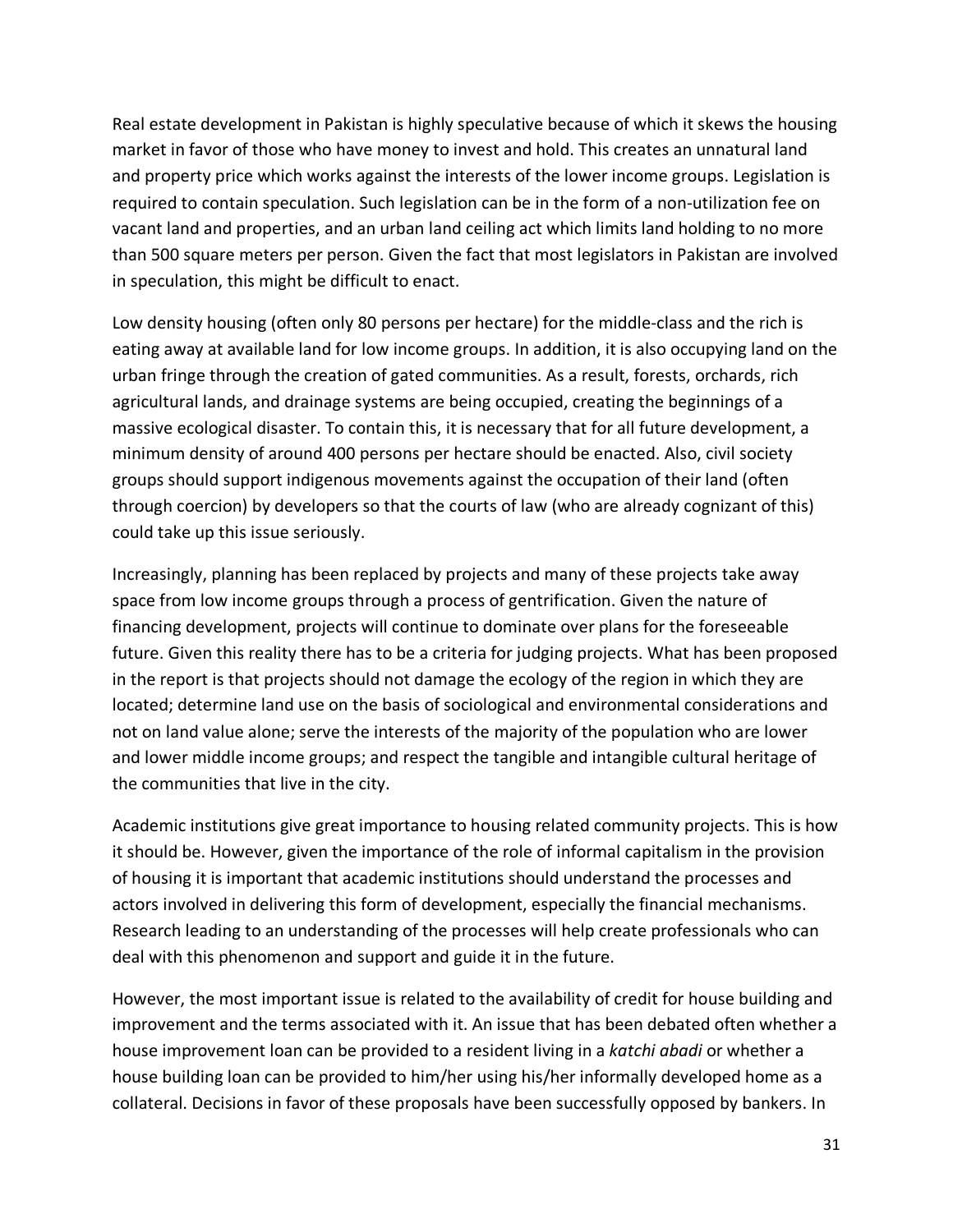Real estate development in Pakistan is highly speculative because of which it skews the housing market in favor of those who have money to invest and hold. This creates an unnatural land and property price which works against the interests of the lower income groups. Legislation is required to contain speculation. Such legislation can be in the form of a non-utilization fee on vacant land and properties, and an urban land ceiling act which limits land holding to no more than 500 square meters per person. Given the fact that most legislators in Pakistan are involved in speculation, this might be difficult to enact.

Low density housing (often only 80 persons per hectare) for the middle-class and the rich is eating away at available land for low income groups. In addition, it is also occupying land on the urban fringe through the creation of gated communities. As a result, forests, orchards, rich agricultural lands, and drainage systems are being occupied, creating the beginnings of a massive ecological disaster. To contain this, it is necessary that for all future development, a minimum density of around 400 persons per hectare should be enacted. Also, civil society groups should support indigenous movements against the occupation of their land (often through coercion) by developers so that the courts of law (who are already cognizant of this) could take up this issue seriously.

Increasingly, planning has been replaced by projects and many of these projects take away space from low income groups through a process of gentrification. Given the nature of financing development, projects will continue to dominate over plans for the foreseeable future. Given this reality there has to be a criteria for judging projects. What has been proposed in the report is that projects should not damage the ecology of the region in which they are located; determine land use on the basis of sociological and environmental considerations and not on land value alone; serve the interests of the majority of the population who are lower and lower middle income groups; and respect the tangible and intangible cultural heritage of the communities that live in the city.

Academic institutions give great importance to housing related community projects. This is how it should be. However, given the importance of the role of informal capitalism in the provision of housing it is important that academic institutions should understand the processes and actors involved in delivering this form of development, especially the financial mechanisms. Research leading to an understanding of the processes will help create professionals who can deal with this phenomenon and support and guide it in the future.

However, the most important issue is related to the availability of credit for house building and improvement and the terms associated with it. An issue that has been debated often whether a house improvement loan can be provided to a resident living in a *katchi abadi* or whether a house building loan can be provided to him/her using his/her informally developed home as a collateral. Decisions in favor of these proposals have been successfully opposed by bankers. In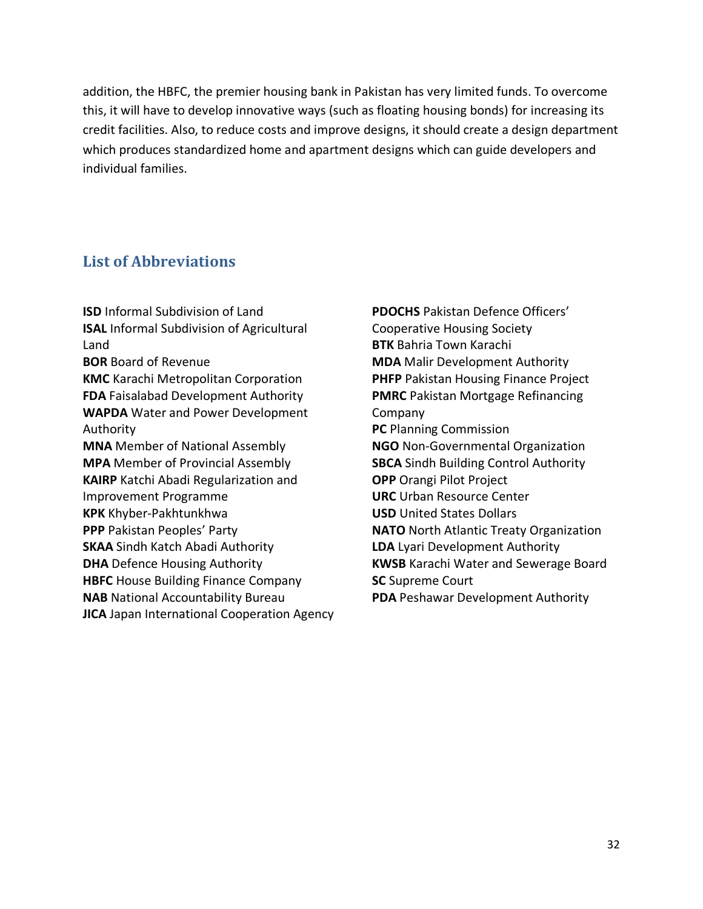addition, the HBFC, the premier housing bank in Pakistan has very limited funds. To overcome this, it will have to develop innovative ways (such as floating housing bonds) for increasing its credit facilities. Also, to reduce costs and improve designs, it should create a design department which produces standardized home and apartment designs which can guide developers and individual families.

## List of Abbreviations

**ISD** Informal Subdivision of Land
**ISAL** Informal Subdivision of Agricultural Land
**BOR** Board of Revenue
**KMC** Karachi Metropolitan Corporation
**FDA** Faisalabad Development Authority
**WAPDA** Water and Power Development Authority
**MNA** Member of National Assembly
**MPA** Member of Provincial Assembly
**KAIRP** Katchi Abadi Regularization and Improvement Programme
**KPK** Khyber-Pakhtunkhwa
**PPP** Pakistan Peoples' Party
**SKAA** Sindh Katch Abadi Authority
**DHA** Defence Housing Authority
**HBFC** House Building Finance Company
**NAB** National Accountability Bureau
**JICA** Japan International Cooperation Agency
**PDOCHS** Pakistan Defence Officers' Cooperative Housing Society
**BTK** Bahria Town Karachi
**MDA** Malir Development Authority
**PHFP** Pakistan Housing Finance Project
**PMRC** Pakistan Mortgage Refinancing Company
**PC** Planning Commission
**NGO** Non-Governmental Organization
**SBCA** Sindh Building Control Authority
**OPP** Orangi Pilot Project
**URC** Urban Resource Center
**USD** United States Dollars
**NATO** North Atlantic Treaty Organization
**LDA** Lyari Development Authority
**KWSB** Karachi Water and Sewerage Board
**SC** Supreme Court
**PDA** Peshawar Development Authority